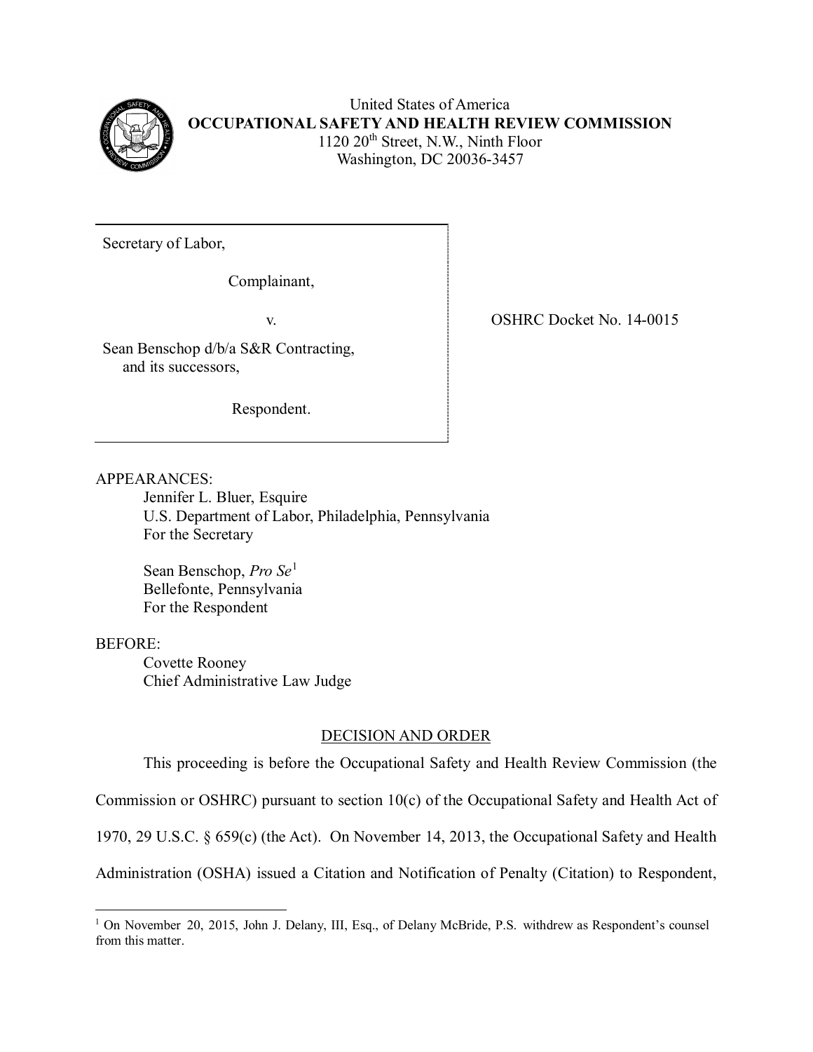United States of America
**OCCUPATIONAL SAFETY AND HEALTH REVIEW COMMISSION**
1120 20th Street, N.W., Ninth Floor
Washington, DC 20036-3457

| | |
|---|---|
| Secretary of Labor,<br><br>Complainant,<br><br>v.<br><br>Sean Benschop d/b/a S&R Contracting, and its successors,<br><br>Respondent. | OSHRC Docket No. 14-0015 |

APPEARANCES:

Jennifer L. Bluer, Esquire
U.S. Department of Labor, Philadelphia, Pennsylvania
For the Secretary

Sean Benschop, *Pro Se*[1]
Bellefonte, Pennsylvania
For the Respondent

BEFORE:

Covette Rooney
Chief Administrative Law Judge

## DECISION AND ORDER

This proceeding is before the Occupational Safety and Health Review Commission (the Commission or OSHRC) pursuant to section 10(c) of the Occupational Safety and Health Act of 1970, 29 U.S.C. § 659(c) (the Act). On November 14, 2013, the Occupational Safety and Health Administration (OSHA) issued a Citation and Notification of Penalty (Citation) to Respondent,

[1] On November 20, 2015, John J. Delany, III, Esq., of Delany McBride, P.S. withdrew as Respondent's counsel from this matter.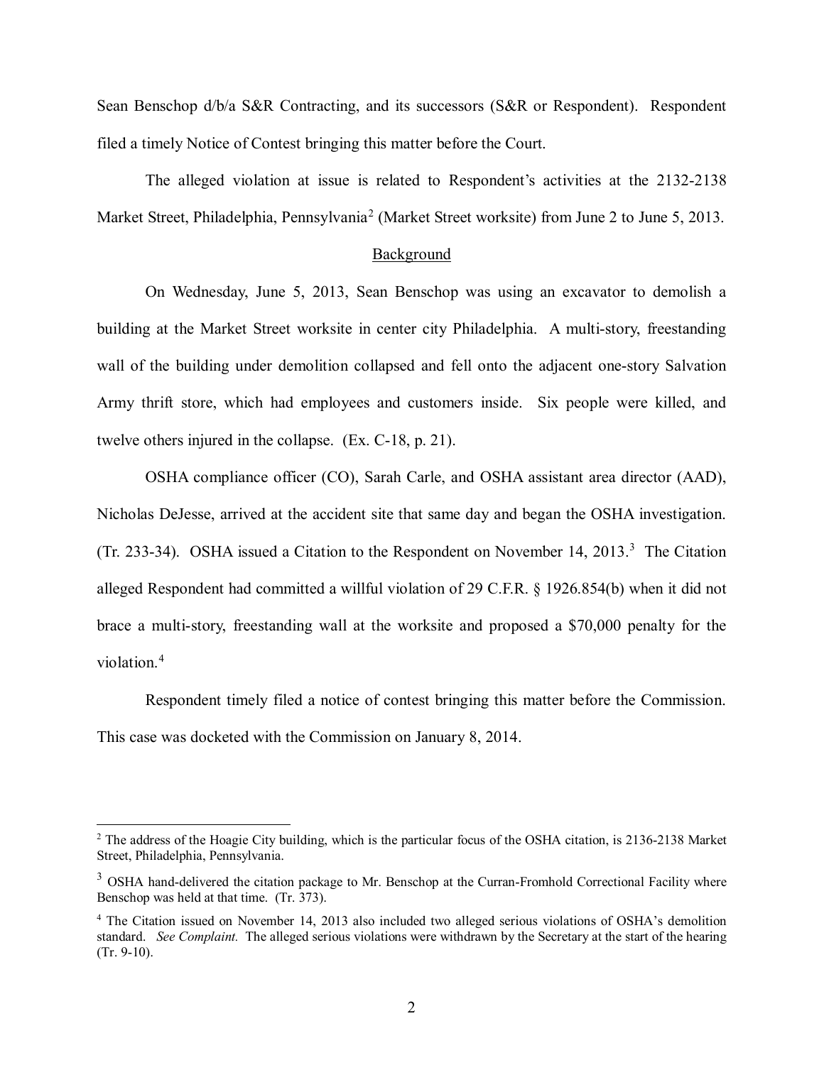Sean Benschop d/b/a S&R Contracting, and its successors (S&R or Respondent). Respondent filed a timely Notice of Contest bringing this matter before the Court.

The alleged violation at issue is related to Respondent's activities at the 2132-2138 Market Street, Philadelphia, Pennsylvania[2] (Market Street worksite) from June 2 to June 5, 2013.

## Background

On Wednesday, June 5, 2013, Sean Benschop was using an excavator to demolish a building at the Market Street worksite in center city Philadelphia. A multi-story, freestanding wall of the building under demolition collapsed and fell onto the adjacent one-story Salvation Army thrift store, which had employees and customers inside. Six people were killed, and twelve others injured in the collapse. (Ex. C-18, p. 21).

OSHA compliance officer (CO), Sarah Carle, and OSHA assistant area director (AAD), Nicholas DeJesse, arrived at the accident site that same day and began the OSHA investigation. (Tr. 233-34). OSHA issued a Citation to the Respondent on November 14, 2013.[3] The Citation alleged Respondent had committed a willful violation of 29 C.F.R. § 1926.854(b) when it did not brace a multi-story, freestanding wall at the worksite and proposed a $70,000 penalty for the violation.[4]

Respondent timely filed a notice of contest bringing this matter before the Commission. This case was docketed with the Commission on January 8, 2014.

---

[2] The address of the Hoagie City building, which is the particular focus of the OSHA citation, is 2136-2138 Market Street, Philadelphia, Pennsylvania.

[3] OSHA hand-delivered the citation package to Mr. Benschop at the Curran-Fromhold Correctional Facility where Benschop was held at that time. (Tr. 373).

[4] The Citation issued on November 14, 2013 also included two alleged serious violations of OSHA's demolition standard. *See Complaint.* The alleged serious violations were withdrawn by the Secretary at the start of the hearing (Tr. 9-10).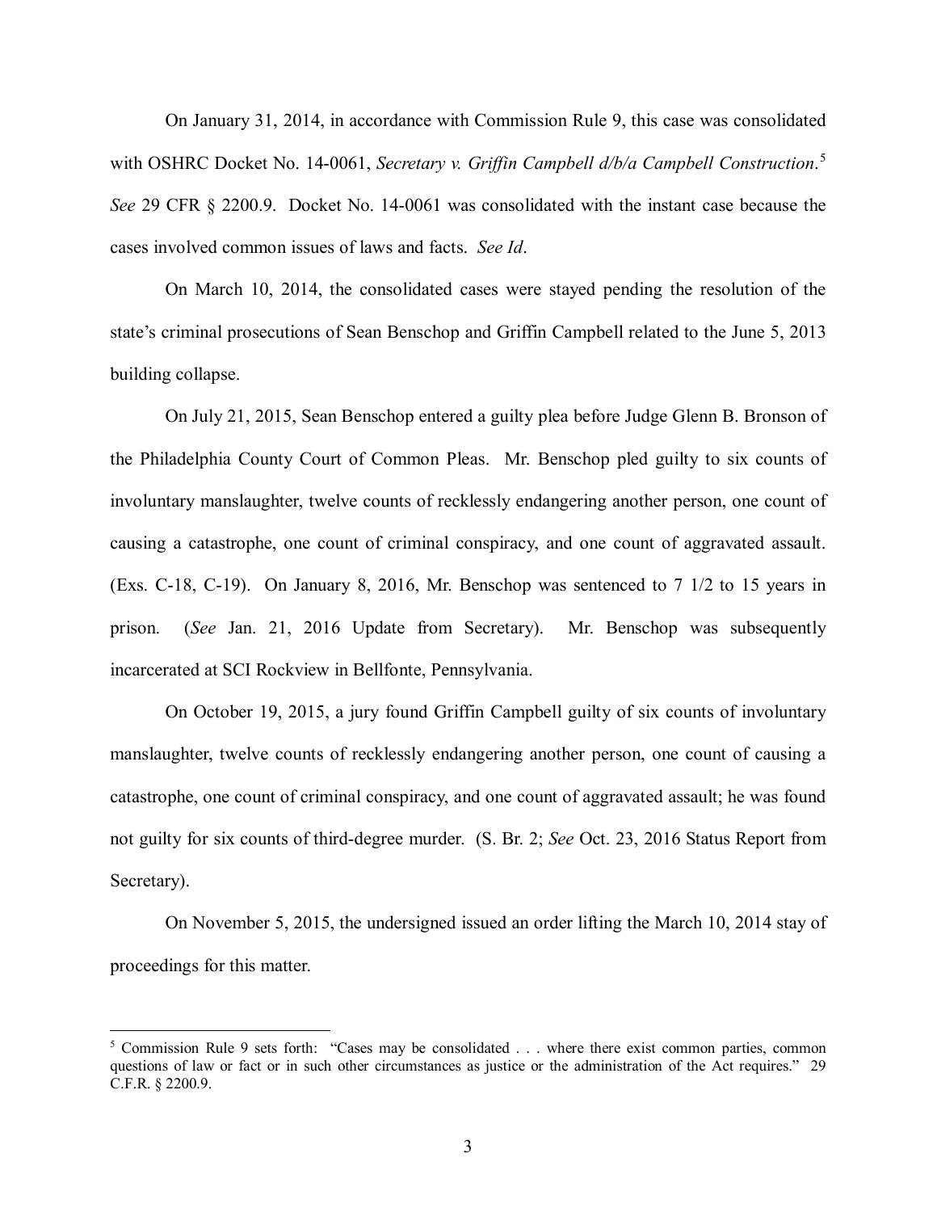On January 31, 2014, in accordance with Commission Rule 9, this case was consolidated with OSHRC Docket No. 14-0061, *Secretary v. Griffin Campbell d/b/a Campbell Construction*.[5] *See* 29 CFR § 2200.9. Docket No. 14-0061 was consolidated with the instant case because the cases involved common issues of laws and facts. *See Id*.

On March 10, 2014, the consolidated cases were stayed pending the resolution of the state's criminal prosecutions of Sean Benschop and Griffin Campbell related to the June 5, 2013 building collapse.

On July 21, 2015, Sean Benschop entered a guilty plea before Judge Glenn B. Bronson of the Philadelphia County Court of Common Pleas. Mr. Benschop pled guilty to six counts of involuntary manslaughter, twelve counts of recklessly endangering another person, one count of causing a catastrophe, one count of criminal conspiracy, and one count of aggravated assault. (Exs. C-18, C-19). On January 8, 2016, Mr. Benschop was sentenced to 7 1/2 to 15 years in prison. (*See* Jan. 21, 2016 Update from Secretary). Mr. Benschop was subsequently incarcerated at SCI Rockview in Bellfonte, Pennsylvania.

On October 19, 2015, a jury found Griffin Campbell guilty of six counts of involuntary manslaughter, twelve counts of recklessly endangering another person, one count of causing a catastrophe, one count of criminal conspiracy, and one count of aggravated assault; he was found not guilty for six counts of third-degree murder. (S. Br. 2; *See* Oct. 23, 2016 Status Report from Secretary).

On November 5, 2015, the undersigned issued an order lifting the March 10, 2014 stay of proceedings for this matter.

---

[5] Commission Rule 9 sets forth: "Cases may be consolidated . . . where there exist common parties, common questions of law or fact or in such other circumstances as justice or the administration of the Act requires." 29 C.F.R. § 2200.9.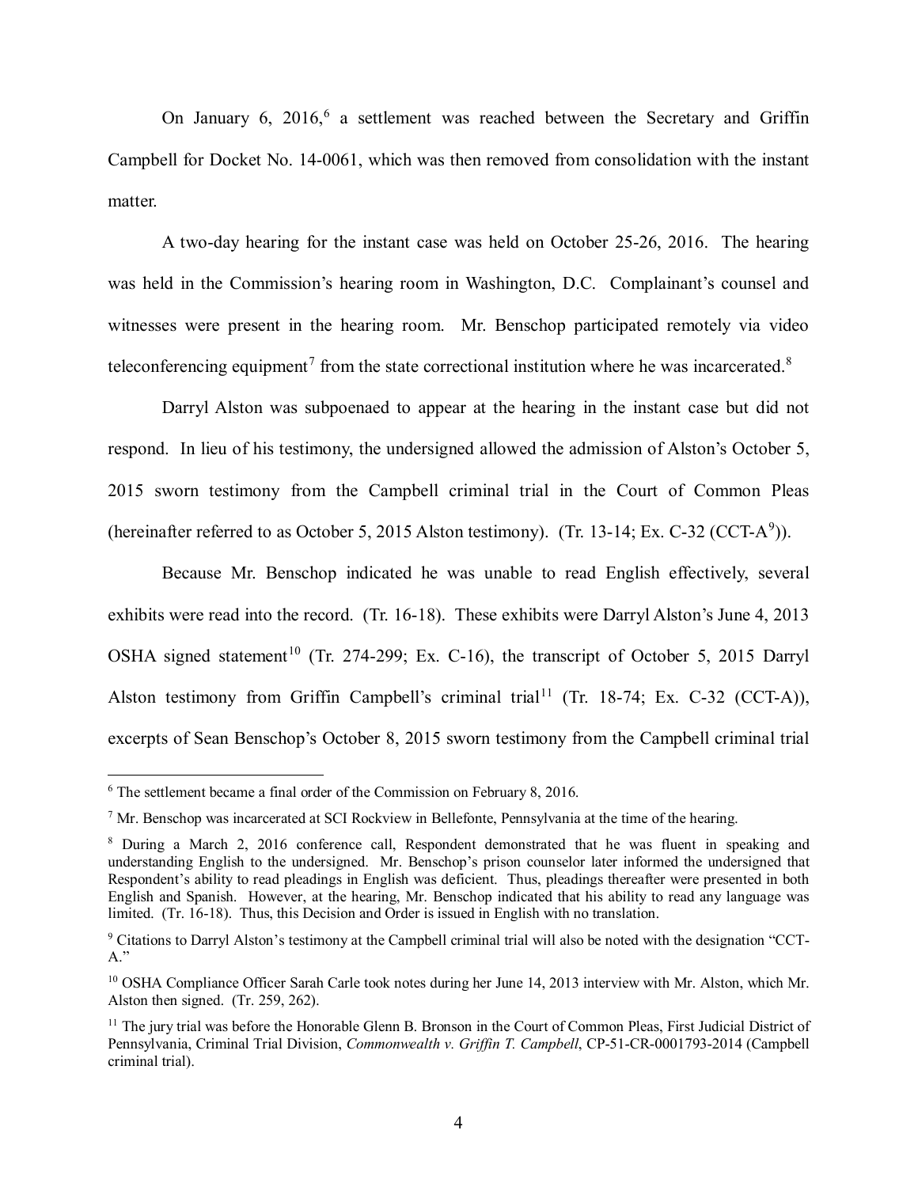On January 6, 2016,[6] a settlement was reached between the Secretary and Griffin Campbell for Docket No. 14-0061, which was then removed from consolidation with the instant matter.

A two-day hearing for the instant case was held on October 25-26, 2016. The hearing was held in the Commission's hearing room in Washington, D.C. Complainant's counsel and witnesses were present in the hearing room. Mr. Benschop participated remotely via video teleconferencing equipment[7] from the state correctional institution where he was incarcerated.[8]

Darryl Alston was subpoenaed to appear at the hearing in the instant case but did not respond. In lieu of his testimony, the undersigned allowed the admission of Alston's October 5, 2015 sworn testimony from the Campbell criminal trial in the Court of Common Pleas (hereinafter referred to as October 5, 2015 Alston testimony). (Tr. 13-14; Ex. C-32 (CCT-A[9])).

Because Mr. Benschop indicated he was unable to read English effectively, several exhibits were read into the record. (Tr. 16-18). These exhibits were Darryl Alston's June 4, 2013 OSHA signed statement[10] (Tr. 274-299; Ex. C-16), the transcript of October 5, 2015 Darryl Alston testimony from Griffin Campbell's criminal trial[11] (Tr. 18-74; Ex. C-32 (CCT-A)), excerpts of Sean Benschop's October 8, 2015 sworn testimony from the Campbell criminal trial

---

[6] The settlement became a final order of the Commission on February 8, 2016.

[7] Mr. Benschop was incarcerated at SCI Rockview in Bellefonte, Pennsylvania at the time of the hearing.

[8] During a March 2, 2016 conference call, Respondent demonstrated that he was fluent in speaking and understanding English to the undersigned. Mr. Benschop's prison counselor later informed the undersigned that Respondent's ability to read pleadings in English was deficient. Thus, pleadings thereafter were presented in both English and Spanish. However, at the hearing, Mr. Benschop indicated that his ability to read any language was limited. (Tr. 16-18). Thus, this Decision and Order is issued in English with no translation.

[9] Citations to Darryl Alston's testimony at the Campbell criminal trial will also be noted with the designation "CCT-A."

[10] OSHA Compliance Officer Sarah Carle took notes during her June 14, 2013 interview with Mr. Alston, which Mr. Alston then signed. (Tr. 259, 262).

[11] The jury trial was before the Honorable Glenn B. Bronson in the Court of Common Pleas, First Judicial District of Pennsylvania, Criminal Trial Division, *Commonwealth v. Griffin T. Campbell*, CP-51-CR-0001793-2014 (Campbell criminal trial).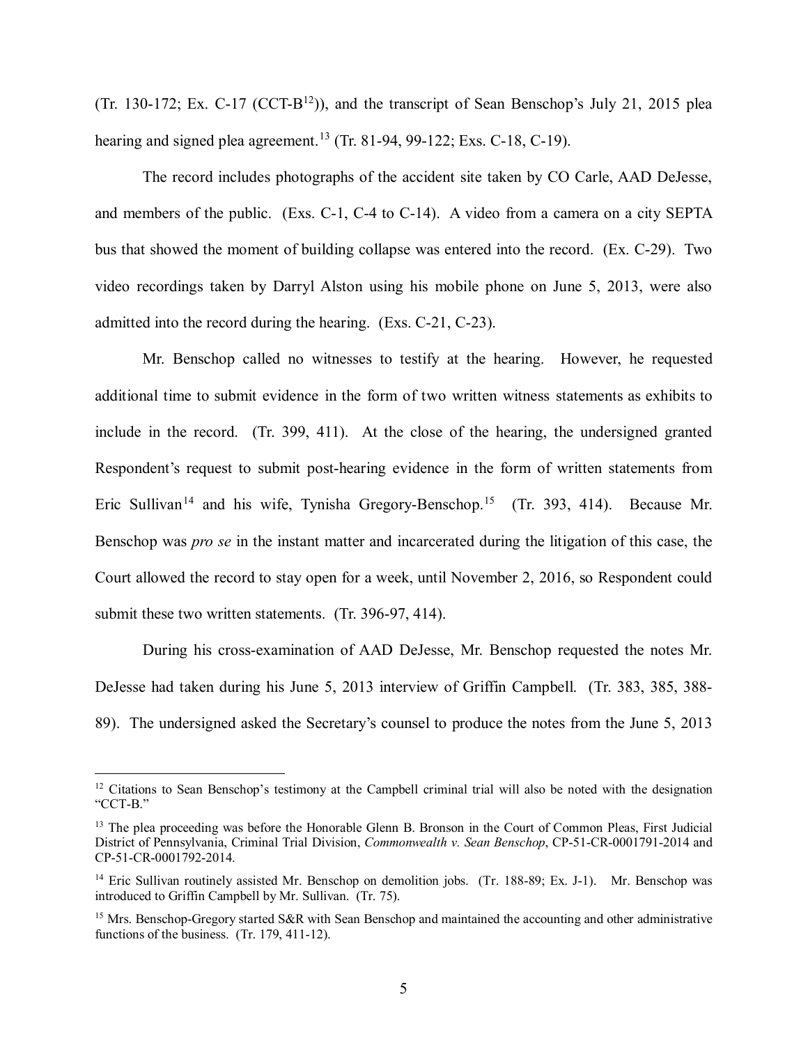(Tr. 130-172; Ex. C-17 (CCT-B[12])), and the transcript of Sean Benschop's July 21, 2015 plea hearing and signed plea agreement.[13] (Tr. 81-94, 99-122; Exs. C-18, C-19).

The record includes photographs of the accident site taken by CO Carle, AAD DeJesse, and members of the public. (Exs. C-1, C-4 to C-14). A video from a camera on a city SEPTA bus that showed the moment of building collapse was entered into the record. (Ex. C-29). Two video recordings taken by Darryl Alston using his mobile phone on June 5, 2013, were also admitted into the record during the hearing. (Exs. C-21, C-23).

Mr. Benschop called no witnesses to testify at the hearing. However, he requested additional time to submit evidence in the form of two written witness statements as exhibits to include in the record. (Tr. 399, 411). At the close of the hearing, the undersigned granted Respondent's request to submit post-hearing evidence in the form of written statements from Eric Sullivan[14] and his wife, Tynisha Gregory-Benschop.[15] (Tr. 393, 414). Because Mr. Benschop was *pro se* in the instant matter and incarcerated during the litigation of this case, the Court allowed the record to stay open for a week, until November 2, 2016, so Respondent could submit these two written statements. (Tr. 396-97, 414).

During his cross-examination of AAD DeJesse, Mr. Benschop requested the notes Mr. DeJesse had taken during his June 5, 2013 interview of Griffin Campbell. (Tr. 383, 385, 388-89). The undersigned asked the Secretary's counsel to produce the notes from the June 5, 2013

---

[12] Citations to Sean Benschop's testimony at the Campbell criminal trial will also be noted with the designation "CCT-B."

[13] The plea proceeding was before the Honorable Glenn B. Bronson in the Court of Common Pleas, First Judicial District of Pennsylvania, Criminal Trial Division, *Commonwealth v. Sean Benschop*, CP-51-CR-0001791-2014 and CP-51-CR-0001792-2014.

[14] Eric Sullivan routinely assisted Mr. Benschop on demolition jobs. (Tr. 188-89; Ex. J-1). Mr. Benschop was introduced to Griffin Campbell by Mr. Sullivan. (Tr. 75).

[15] Mrs. Benschop-Gregory started S&R with Sean Benschop and maintained the accounting and other administrative functions of the business. (Tr. 179, 411-12).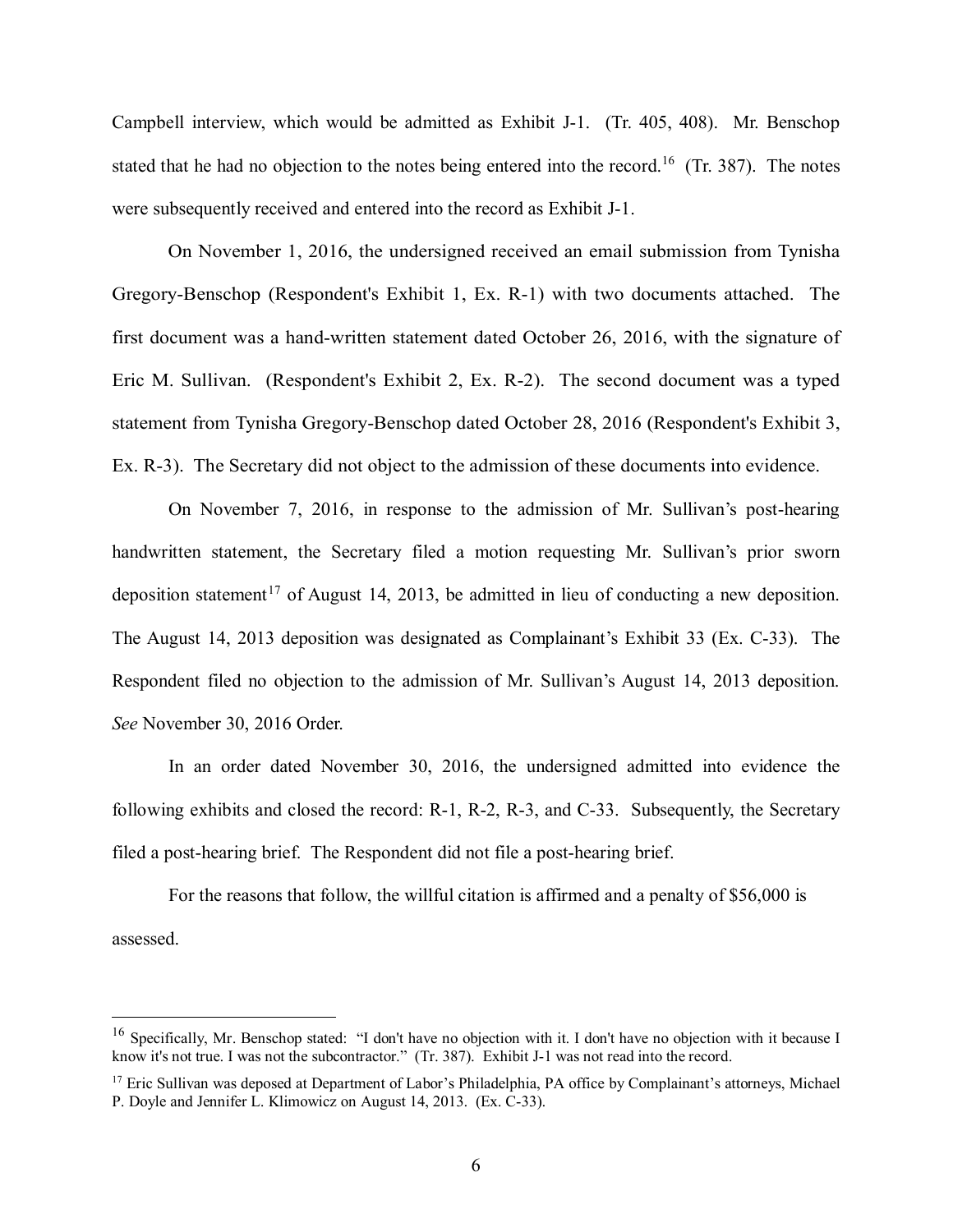Campbell interview, which would be admitted as Exhibit J-1. (Tr. 405, 408). Mr. Benschop stated that he had no objection to the notes being entered into the record.[16] (Tr. 387). The notes were subsequently received and entered into the record as Exhibit J-1.

On November 1, 2016, the undersigned received an email submission from Tynisha Gregory-Benschop (Respondent's Exhibit 1, Ex. R-1) with two documents attached. The first document was a hand-written statement dated October 26, 2016, with the signature of Eric M. Sullivan. (Respondent's Exhibit 2, Ex. R-2). The second document was a typed statement from Tynisha Gregory-Benschop dated October 28, 2016 (Respondent's Exhibit 3, Ex. R-3). The Secretary did not object to the admission of these documents into evidence.

On November 7, 2016, in response to the admission of Mr. Sullivan's post-hearing handwritten statement, the Secretary filed a motion requesting Mr. Sullivan's prior sworn deposition statement[17] of August 14, 2013, be admitted in lieu of conducting a new deposition. The August 14, 2013 deposition was designated as Complainant's Exhibit 33 (Ex. C-33). The Respondent filed no objection to the admission of Mr. Sullivan's August 14, 2013 deposition. *See* November 30, 2016 Order.

In an order dated November 30, 2016, the undersigned admitted into evidence the following exhibits and closed the record: R-1, R-2, R-3, and C-33. Subsequently, the Secretary filed a post-hearing brief. The Respondent did not file a post-hearing brief.

For the reasons that follow, the willful citation is affirmed and a penalty of $56,000 is assessed.

---

[16] Specifically, Mr. Benschop stated: "I don't have no objection with it. I don't have no objection with it because I know it's not true. I was not the subcontractor." (Tr. 387). Exhibit J-1 was not read into the record.

[17] Eric Sullivan was deposed at Department of Labor's Philadelphia, PA office by Complainant's attorneys, Michael P. Doyle and Jennifer L. Klimowicz on August 14, 2013. (Ex. C-33).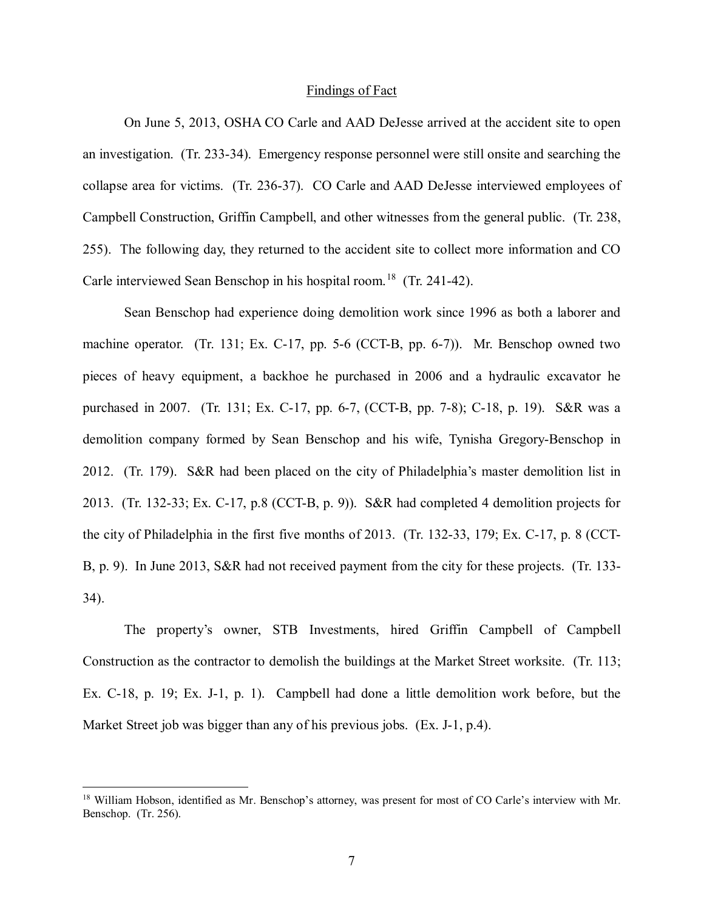## Findings of Fact

On June 5, 2013, OSHA CO Carle and AAD DeJesse arrived at the accident site to open an investigation. (Tr. 233-34). Emergency response personnel were still onsite and searching the collapse area for victims. (Tr. 236-37). CO Carle and AAD DeJesse interviewed employees of Campbell Construction, Griffin Campbell, and other witnesses from the general public. (Tr. 238, 255). The following day, they returned to the accident site to collect more information and CO Carle interviewed Sean Benschop in his hospital room.[18] (Tr. 241-42).

Sean Benschop had experience doing demolition work since 1996 as both a laborer and machine operator. (Tr. 131; Ex. C-17, pp. 5-6 (CCT-B, pp. 6-7)). Mr. Benschop owned two pieces of heavy equipment, a backhoe he purchased in 2006 and a hydraulic excavator he purchased in 2007. (Tr. 131; Ex. C-17, pp. 6-7, (CCT-B, pp. 7-8); C-18, p. 19). S&R was a demolition company formed by Sean Benschop and his wife, Tynisha Gregory-Benschop in 2012. (Tr. 179). S&R had been placed on the city of Philadelphia's master demolition list in 2013. (Tr. 132-33; Ex. C-17, p.8 (CCT-B, p. 9)). S&R had completed 4 demolition projects for the city of Philadelphia in the first five months of 2013. (Tr. 132-33, 179; Ex. C-17, p. 8 (CCT-B, p. 9). In June 2013, S&R had not received payment from the city for these projects. (Tr. 133-34).

The property's owner, STB Investments, hired Griffin Campbell of Campbell Construction as the contractor to demolish the buildings at the Market Street worksite. (Tr. 113; Ex. C-18, p. 19; Ex. J-1, p. 1). Campbell had done a little demolition work before, but the Market Street job was bigger than any of his previous jobs. (Ex. J-1, p.4).

---

[18] William Hobson, identified as Mr. Benschop's attorney, was present for most of CO Carle's interview with Mr. Benschop. (Tr. 256).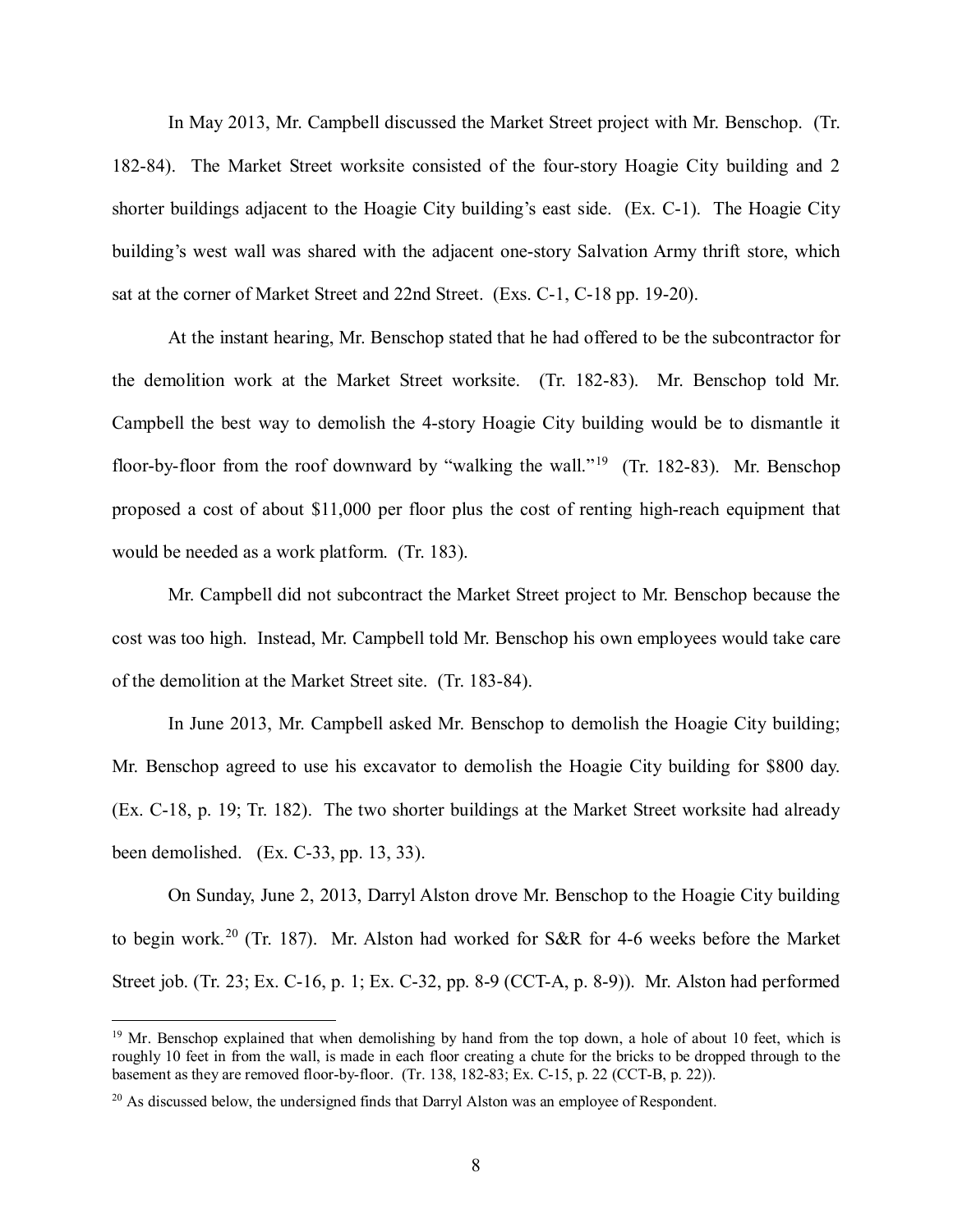In May 2013, Mr. Campbell discussed the Market Street project with Mr. Benschop. (Tr. 182-84). The Market Street worksite consisted of the four-story Hoagie City building and 2 shorter buildings adjacent to the Hoagie City building's east side. (Ex. C-1). The Hoagie City building's west wall was shared with the adjacent one-story Salvation Army thrift store, which sat at the corner of Market Street and 22nd Street. (Exs. C-1, C-18 pp. 19-20).

At the instant hearing, Mr. Benschop stated that he had offered to be the subcontractor for the demolition work at the Market Street worksite. (Tr. 182-83). Mr. Benschop told Mr. Campbell the best way to demolish the 4-story Hoagie City building would be to dismantle it floor-by-floor from the roof downward by "walking the wall."[19] (Tr. 182-83). Mr. Benschop proposed a cost of about $11,000 per floor plus the cost of renting high-reach equipment that would be needed as a work platform. (Tr. 183).

Mr. Campbell did not subcontract the Market Street project to Mr. Benschop because the cost was too high. Instead, Mr. Campbell told Mr. Benschop his own employees would take care of the demolition at the Market Street site. (Tr. 183-84).

In June 2013, Mr. Campbell asked Mr. Benschop to demolish the Hoagie City building; Mr. Benschop agreed to use his excavator to demolish the Hoagie City building for $800 day. (Ex. C-18, p. 19; Tr. 182). The two shorter buildings at the Market Street worksite had already been demolished. (Ex. C-33, pp. 13, 33).

On Sunday, June 2, 2013, Darryl Alston drove Mr. Benschop to the Hoagie City building to begin work.[20] (Tr. 187). Mr. Alston had worked for S&R for 4-6 weeks before the Market Street job. (Tr. 23; Ex. C-16, p. 1; Ex. C-32, pp. 8-9 (CCT-A, p. 8-9)). Mr. Alston had performed

[19] Mr. Benschop explained that when demolishing by hand from the top down, a hole of about 10 feet, which is roughly 10 feet in from the wall, is made in each floor creating a chute for the bricks to be dropped through to the basement as they are removed floor-by-floor. (Tr. 138, 182-83; Ex. C-15, p. 22 (CCT-B, p. 22)).

[20] As discussed below, the undersigned finds that Darryl Alston was an employee of Respondent.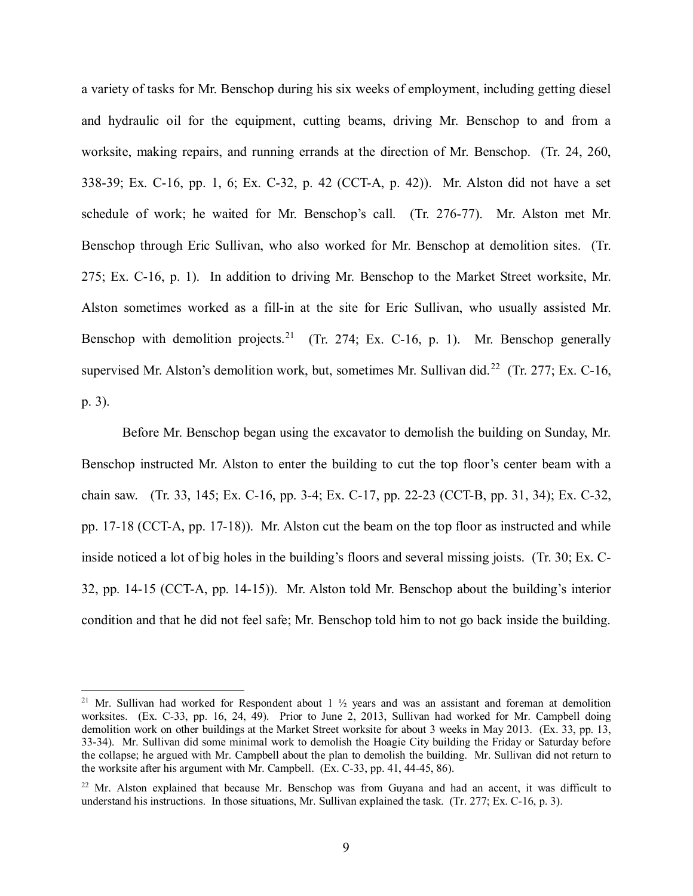a variety of tasks for Mr. Benschop during his six weeks of employment, including getting diesel and hydraulic oil for the equipment, cutting beams, driving Mr. Benschop to and from a worksite, making repairs, and running errands at the direction of Mr. Benschop. (Tr. 24, 260, 338-39; Ex. C-16, pp. 1, 6; Ex. C-32, p. 42 (CCT-A, p. 42)). Mr. Alston did not have a set schedule of work; he waited for Mr. Benschop's call. (Tr. 276-77). Mr. Alston met Mr. Benschop through Eric Sullivan, who also worked for Mr. Benschop at demolition sites. (Tr. 275; Ex. C-16, p. 1). In addition to driving Mr. Benschop to the Market Street worksite, Mr. Alston sometimes worked as a fill-in at the site for Eric Sullivan, who usually assisted Mr. Benschop with demolition projects.[21] (Tr. 274; Ex. C-16, p. 1). Mr. Benschop generally supervised Mr. Alston's demolition work, but, sometimes Mr. Sullivan did.[22] (Tr. 277; Ex. C-16, p. 3).

Before Mr. Benschop began using the excavator to demolish the building on Sunday, Mr. Benschop instructed Mr. Alston to enter the building to cut the top floor's center beam with a chain saw. (Tr. 33, 145; Ex. C-16, pp. 3-4; Ex. C-17, pp. 22-23 (CCT-B, pp. 31, 34); Ex. C-32, pp. 17-18 (CCT-A, pp. 17-18)). Mr. Alston cut the beam on the top floor as instructed and while inside noticed a lot of big holes in the building's floors and several missing joists. (Tr. 30; Ex. C-32, pp. 14-15 (CCT-A, pp. 14-15)). Mr. Alston told Mr. Benschop about the building's interior condition and that he did not feel safe; Mr. Benschop told him to not go back inside the building.

---

[21] Mr. Sullivan had worked for Respondent about 1 ½ years and was an assistant and foreman at demolition worksites. (Ex. C-33, pp. 16, 24, 49). Prior to June 2, 2013, Sullivan had worked for Mr. Campbell doing demolition work on other buildings at the Market Street worksite for about 3 weeks in May 2013. (Ex. 33, pp. 13, 33-34). Mr. Sullivan did some minimal work to demolish the Hoagie City building the Friday or Saturday before the collapse; he argued with Mr. Campbell about the plan to demolish the building. Mr. Sullivan did not return to the worksite after his argument with Mr. Campbell. (Ex. C-33, pp. 41, 44-45, 86).

[22] Mr. Alston explained that because Mr. Benschop was from Guyana and had an accent, it was difficult to understand his instructions. In those situations, Mr. Sullivan explained the task. (Tr. 277; Ex. C-16, p. 3).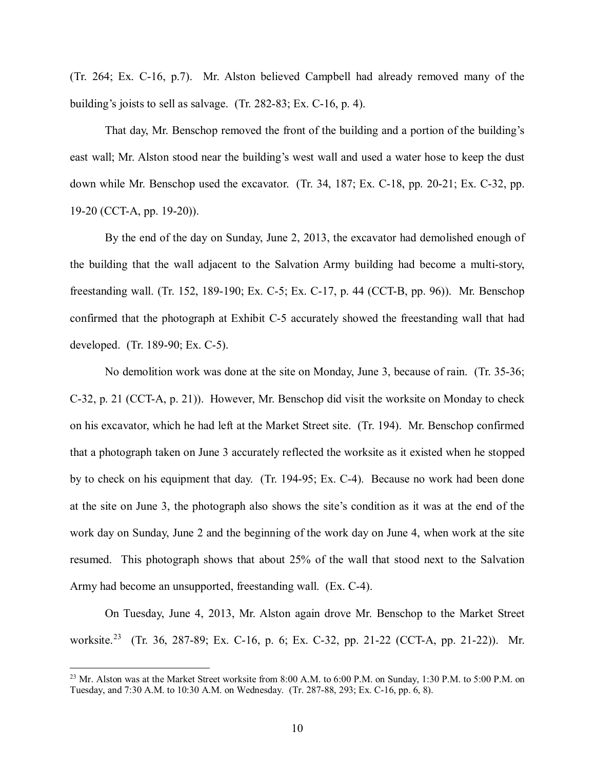(Tr. 264; Ex. C-16, p.7). Mr. Alston believed Campbell had already removed many of the building's joists to sell as salvage. (Tr. 282-83; Ex. C-16, p. 4).

That day, Mr. Benschop removed the front of the building and a portion of the building's east wall; Mr. Alston stood near the building's west wall and used a water hose to keep the dust down while Mr. Benschop used the excavator. (Tr. 34, 187; Ex. C-18, pp. 20-21; Ex. C-32, pp. 19-20 (CCT-A, pp. 19-20)).

By the end of the day on Sunday, June 2, 2013, the excavator had demolished enough of the building that the wall adjacent to the Salvation Army building had become a multi-story, freestanding wall. (Tr. 152, 189-190; Ex. C-5; Ex. C-17, p. 44 (CCT-B, pp. 96)). Mr. Benschop confirmed that the photograph at Exhibit C-5 accurately showed the freestanding wall that had developed. (Tr. 189-90; Ex. C-5).

No demolition work was done at the site on Monday, June 3, because of rain. (Tr. 35-36; C-32, p. 21 (CCT-A, p. 21)). However, Mr. Benschop did visit the worksite on Monday to check on his excavator, which he had left at the Market Street site. (Tr. 194). Mr. Benschop confirmed that a photograph taken on June 3 accurately reflected the worksite as it existed when he stopped by to check on his equipment that day. (Tr. 194-95; Ex. C-4). Because no work had been done at the site on June 3, the photograph also shows the site's condition as it was at the end of the work day on Sunday, June 2 and the beginning of the work day on June 4, when work at the site resumed. This photograph shows that about 25% of the wall that stood next to the Salvation Army had become an unsupported, freestanding wall. (Ex. C-4).

On Tuesday, June 4, 2013, Mr. Alston again drove Mr. Benschop to the Market Street worksite.[23] (Tr. 36, 287-89; Ex. C-16, p. 6; Ex. C-32, pp. 21-22 (CCT-A, pp. 21-22)). Mr.

[23] Mr. Alston was at the Market Street worksite from 8:00 A.M. to 6:00 P.M. on Sunday, 1:30 P.M. to 5:00 P.M. on Tuesday, and 7:30 A.M. to 10:30 A.M. on Wednesday. (Tr. 287-88, 293; Ex. C-16, pp. 6, 8).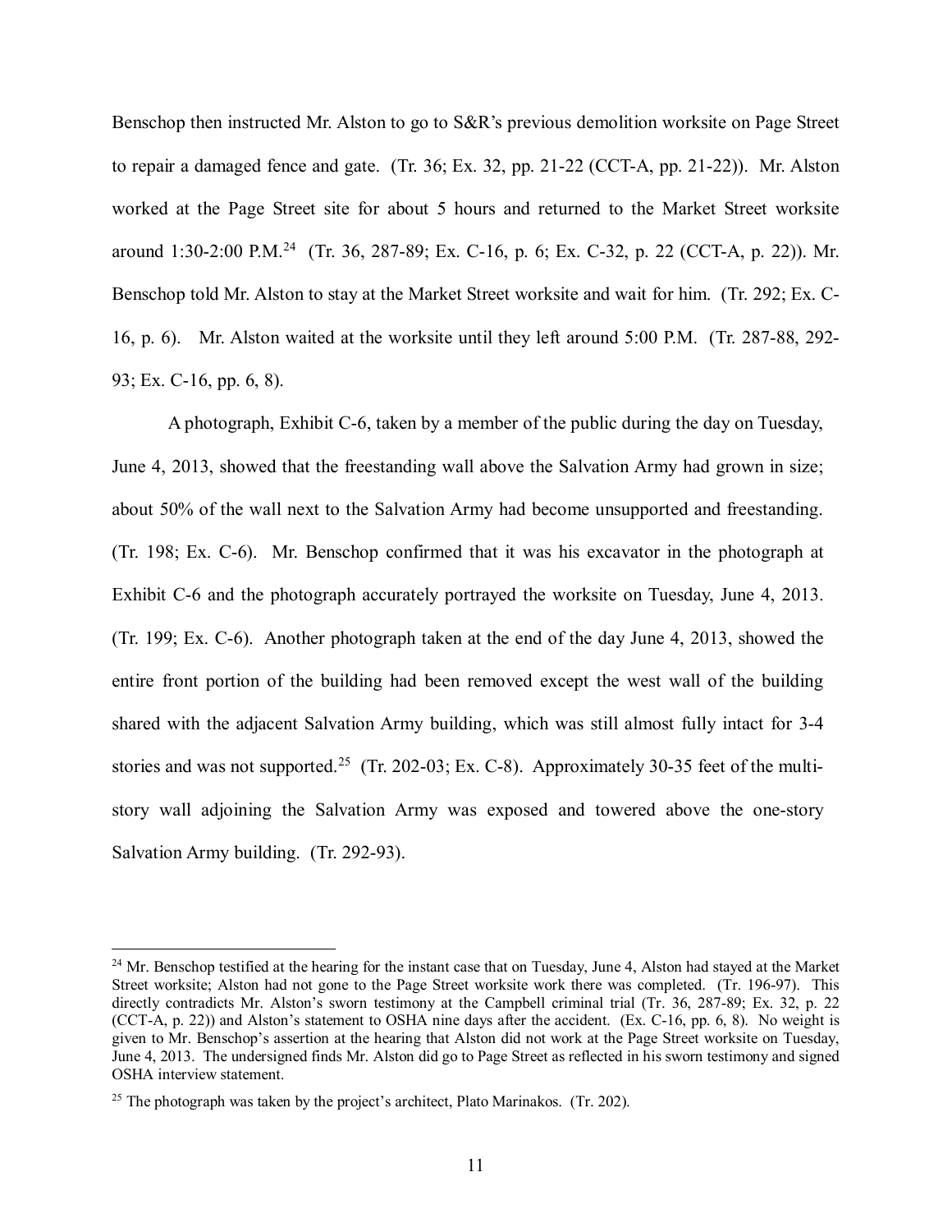Benschop then instructed Mr. Alston to go to S&R's previous demolition worksite on Page Street to repair a damaged fence and gate. (Tr. 36; Ex. 32, pp. 21-22 (CCT-A, pp. 21-22)). Mr. Alston worked at the Page Street site for about 5 hours and returned to the Market Street worksite around 1:30-2:00 P.M.[24] (Tr. 36, 287-89; Ex. C-16, p. 6; Ex. C-32, p. 22 (CCT-A, p. 22)). Mr. Benschop told Mr. Alston to stay at the Market Street worksite and wait for him. (Tr. 292; Ex. C-16, p. 6). Mr. Alston waited at the worksite until they left around 5:00 P.M. (Tr. 287-88, 292-93; Ex. C-16, pp. 6, 8).

A photograph, Exhibit C-6, taken by a member of the public during the day on Tuesday, June 4, 2013, showed that the freestanding wall above the Salvation Army had grown in size; about 50% of the wall next to the Salvation Army had become unsupported and freestanding. (Tr. 198; Ex. C-6). Mr. Benschop confirmed that it was his excavator in the photograph at Exhibit C-6 and the photograph accurately portrayed the worksite on Tuesday, June 4, 2013. (Tr. 199; Ex. C-6). Another photograph taken at the end of the day June 4, 2013, showed the entire front portion of the building had been removed except the west wall of the building shared with the adjacent Salvation Army building, which was still almost fully intact for 3-4 stories and was not supported.[25] (Tr. 202-03; Ex. C-8). Approximately 30-35 feet of the multi-story wall adjoining the Salvation Army was exposed and towered above the one-story Salvation Army building. (Tr. 292-93).

---

[24] Mr. Benschop testified at the hearing for the instant case that on Tuesday, June 4, Alston had stayed at the Market Street worksite; Alston had not gone to the Page Street worksite work there was completed. (Tr. 196-97). This directly contradicts Mr. Alston's sworn testimony at the Campbell criminal trial (Tr. 36, 287-89; Ex. 32, p. 22 (CCT-A, p. 22)) and Alston's statement to OSHA nine days after the accident. (Ex. C-16, pp. 6, 8). No weight is given to Mr. Benschop's assertion at the hearing that Alston did not work at the Page Street worksite on Tuesday, June 4, 2013. The undersigned finds Mr. Alston did go to Page Street as reflected in his sworn testimony and signed OSHA interview statement.

[25] The photograph was taken by the project's architect, Plato Marinakos. (Tr. 202).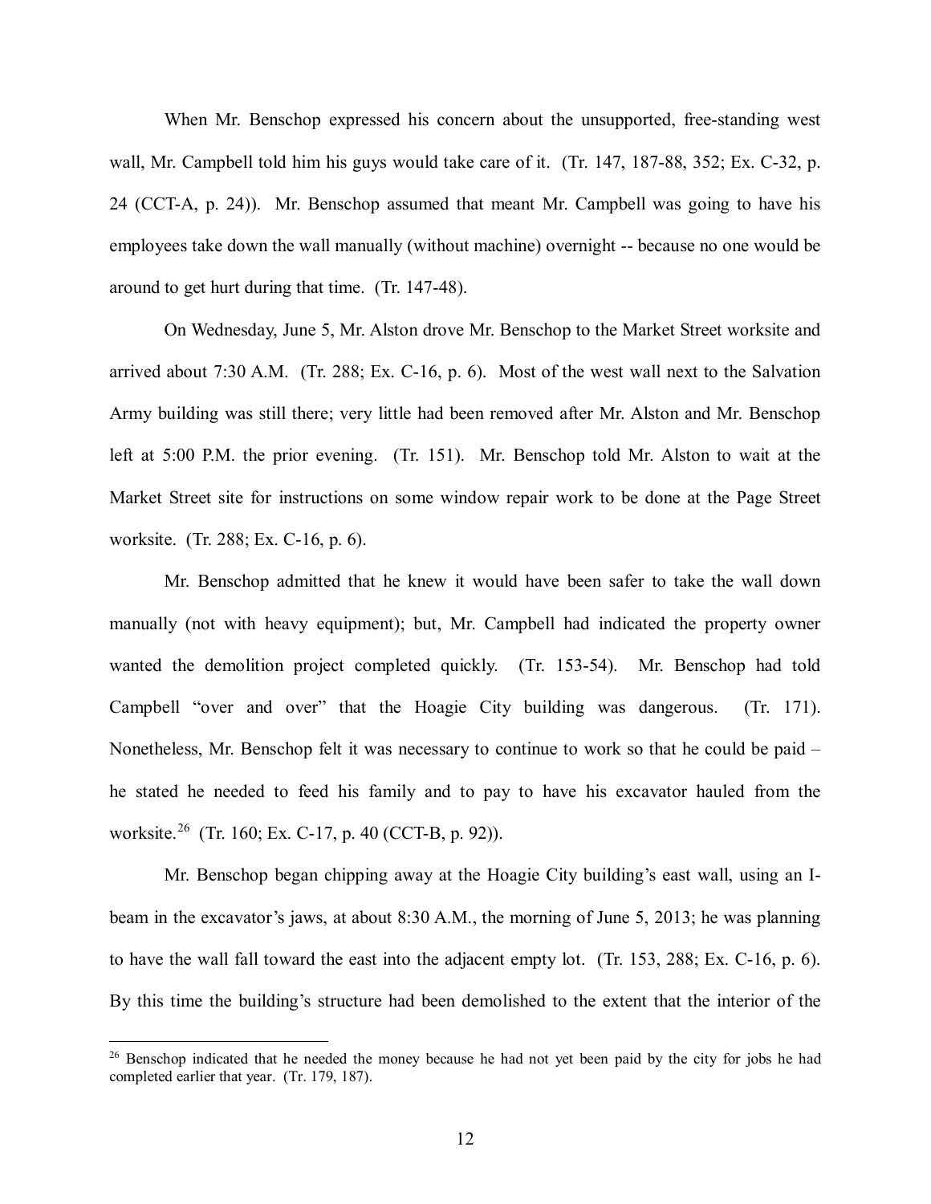When Mr. Benschop expressed his concern about the unsupported, free-standing west wall, Mr. Campbell told him his guys would take care of it. (Tr. 147, 187-88, 352; Ex. C-32, p. 24 (CCT-A, p. 24)). Mr. Benschop assumed that meant Mr. Campbell was going to have his employees take down the wall manually (without machine) overnight -- because no one would be around to get hurt during that time. (Tr. 147-48).

On Wednesday, June 5, Mr. Alston drove Mr. Benschop to the Market Street worksite and arrived about 7:30 A.M. (Tr. 288; Ex. C-16, p. 6). Most of the west wall next to the Salvation Army building was still there; very little had been removed after Mr. Alston and Mr. Benschop left at 5:00 P.M. the prior evening. (Tr. 151). Mr. Benschop told Mr. Alston to wait at the Market Street site for instructions on some window repair work to be done at the Page Street worksite. (Tr. 288; Ex. C-16, p. 6).

Mr. Benschop admitted that he knew it would have been safer to take the wall down manually (not with heavy equipment); but, Mr. Campbell had indicated the property owner wanted the demolition project completed quickly. (Tr. 153-54). Mr. Benschop had told Campbell "over and over" that the Hoagie City building was dangerous. (Tr. 171). Nonetheless, Mr. Benschop felt it was necessary to continue to work so that he could be paid – he stated he needed to feed his family and to pay to have his excavator hauled from the worksite.[26] (Tr. 160; Ex. C-17, p. 40 (CCT-B, p. 92)).

Mr. Benschop began chipping away at the Hoagie City building's east wall, using an I-beam in the excavator's jaws, at about 8:30 A.M., the morning of June 5, 2013; he was planning to have the wall fall toward the east into the adjacent empty lot. (Tr. 153, 288; Ex. C-16, p. 6). By this time the building's structure had been demolished to the extent that the interior of the

---

[26] Benschop indicated that he needed the money because he had not yet been paid by the city for jobs he had completed earlier that year. (Tr. 179, 187).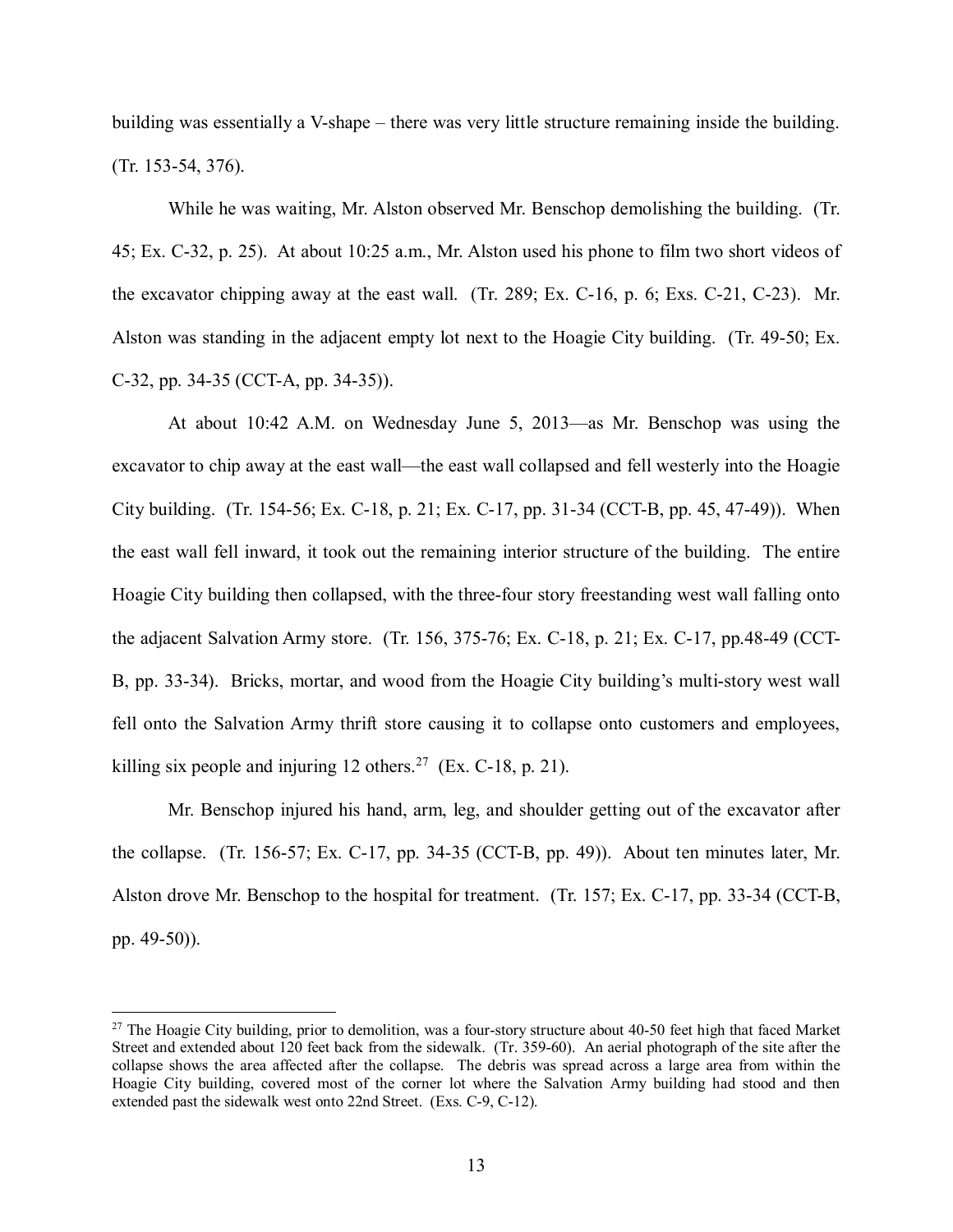building was essentially a V-shape – there was very little structure remaining inside the building. (Tr. 153-54, 376).

While he was waiting, Mr. Alston observed Mr. Benschop demolishing the building. (Tr. 45; Ex. C-32, p. 25). At about 10:25 a.m., Mr. Alston used his phone to film two short videos of the excavator chipping away at the east wall. (Tr. 289; Ex. C-16, p. 6; Exs. C-21, C-23). Mr. Alston was standing in the adjacent empty lot next to the Hoagie City building. (Tr. 49-50; Ex. C-32, pp. 34-35 (CCT-A, pp. 34-35)).

At about 10:42 A.M. on Wednesday June 5, 2013—as Mr. Benschop was using the excavator to chip away at the east wall—the east wall collapsed and fell westerly into the Hoagie City building. (Tr. 154-56; Ex. C-18, p. 21; Ex. C-17, pp. 31-34 (CCT-B, pp. 45, 47-49)). When the east wall fell inward, it took out the remaining interior structure of the building. The entire Hoagie City building then collapsed, with the three-four story freestanding west wall falling onto the adjacent Salvation Army store. (Tr. 156, 375-76; Ex. C-18, p. 21; Ex. C-17, pp.48-49 (CCT-B, pp. 33-34). Bricks, mortar, and wood from the Hoagie City building's multi-story west wall fell onto the Salvation Army thrift store causing it to collapse onto customers and employees, killing six people and injuring 12 others.[27] (Ex. C-18, p. 21).

Mr. Benschop injured his hand, arm, leg, and shoulder getting out of the excavator after the collapse. (Tr. 156-57; Ex. C-17, pp. 34-35 (CCT-B, pp. 49)). About ten minutes later, Mr. Alston drove Mr. Benschop to the hospital for treatment. (Tr. 157; Ex. C-17, pp. 33-34 (CCT-B, pp. 49-50)).

---

[27] The Hoagie City building, prior to demolition, was a four-story structure about 40-50 feet high that faced Market Street and extended about 120 feet back from the sidewalk. (Tr. 359-60). An aerial photograph of the site after the collapse shows the area affected after the collapse. The debris was spread across a large area from within the Hoagie City building, covered most of the corner lot where the Salvation Army building had stood and then extended past the sidewalk west onto 22nd Street. (Exs. C-9, C-12).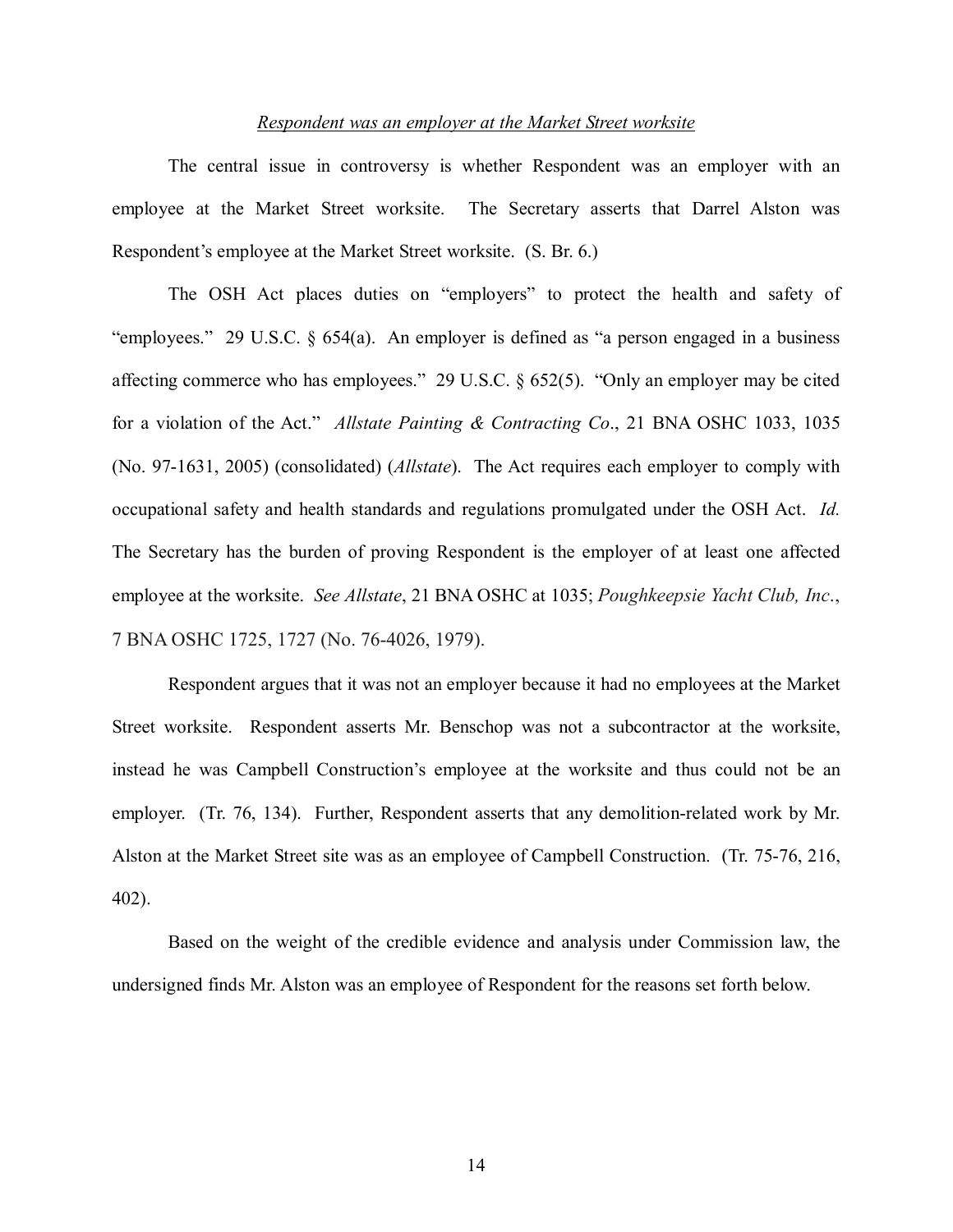*Respondent was an employer at the Market Street worksite*

The central issue in controversy is whether Respondent was an employer with an employee at the Market Street worksite. The Secretary asserts that Darrel Alston was Respondent's employee at the Market Street worksite. (S. Br. 6.)

The OSH Act places duties on "employers" to protect the health and safety of "employees." 29 U.S.C. § 654(a). An employer is defined as "a person engaged in a business affecting commerce who has employees." 29 U.S.C. § 652(5). "Only an employer may be cited for a violation of the Act." *Allstate Painting & Contracting Co*., 21 BNA OSHC 1033, 1035 (No. 97-1631, 2005) (consolidated) (*Allstate*). The Act requires each employer to comply with occupational safety and health standards and regulations promulgated under the OSH Act. *Id.* The Secretary has the burden of proving Respondent is the employer of at least one affected employee at the worksite. *See Allstate*, 21 BNA OSHC at 1035; *Poughkeepsie Yacht Club, Inc*., 7 BNA OSHC 1725, 1727 (No. 76-4026, 1979).

Respondent argues that it was not an employer because it had no employees at the Market Street worksite. Respondent asserts Mr. Benschop was not a subcontractor at the worksite, instead he was Campbell Construction's employee at the worksite and thus could not be an employer. (Tr. 76, 134). Further, Respondent asserts that any demolition-related work by Mr. Alston at the Market Street site was as an employee of Campbell Construction. (Tr. 75-76, 216, 402).

Based on the weight of the credible evidence and analysis under Commission law, the undersigned finds Mr. Alston was an employee of Respondent for the reasons set forth below.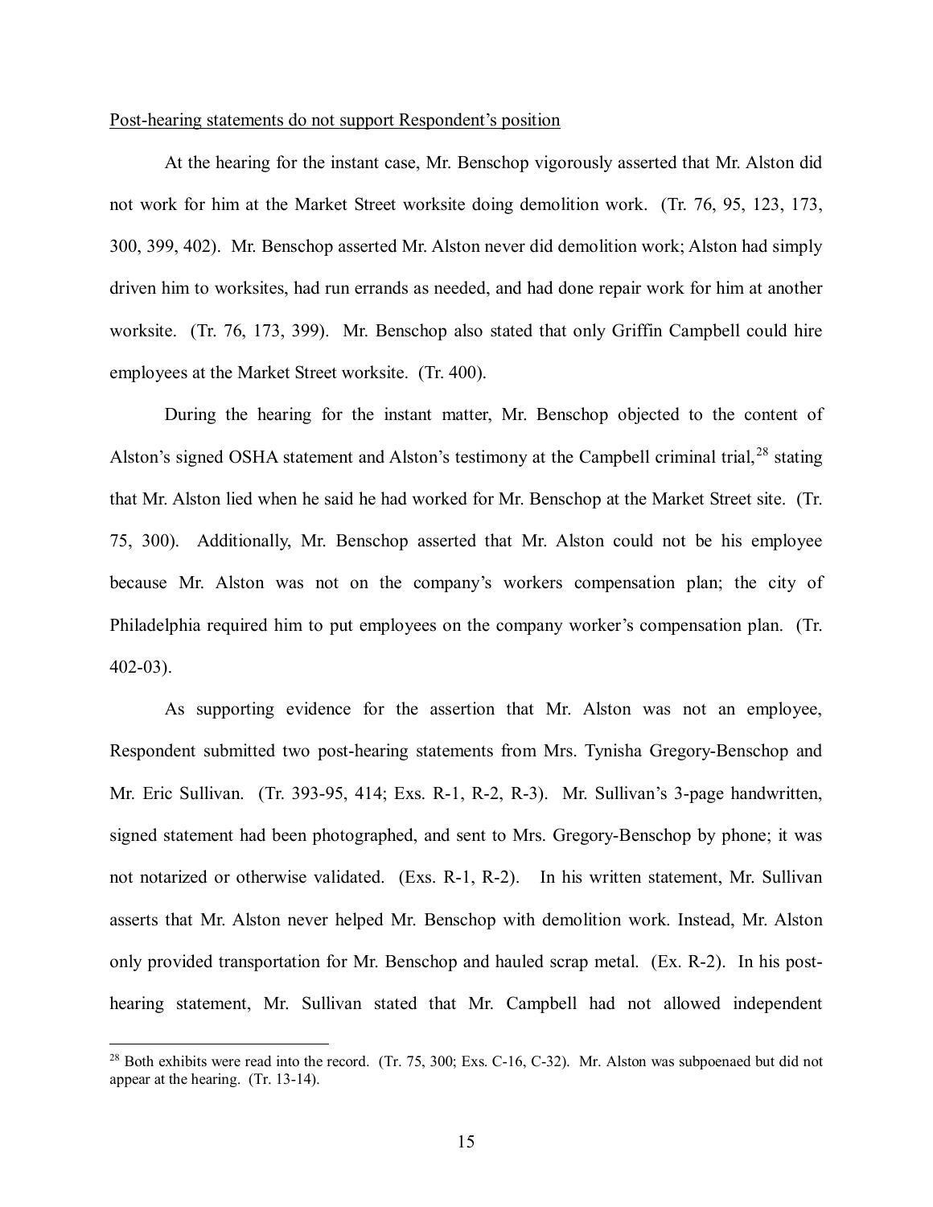Post-hearing statements do not support Respondent's position

At the hearing for the instant case, Mr. Benschop vigorously asserted that Mr. Alston did not work for him at the Market Street worksite doing demolition work. (Tr. 76, 95, 123, 173, 300, 399, 402). Mr. Benschop asserted Mr. Alston never did demolition work; Alston had simply driven him to worksites, had run errands as needed, and had done repair work for him at another worksite. (Tr. 76, 173, 399). Mr. Benschop also stated that only Griffin Campbell could hire employees at the Market Street worksite. (Tr. 400).

During the hearing for the instant matter, Mr. Benschop objected to the content of Alston's signed OSHA statement and Alston's testimony at the Campbell criminal trial,[28] stating that Mr. Alston lied when he said he had worked for Mr. Benschop at the Market Street site. (Tr. 75, 300). Additionally, Mr. Benschop asserted that Mr. Alston could not be his employee because Mr. Alston was not on the company's workers compensation plan; the city of Philadelphia required him to put employees on the company worker's compensation plan. (Tr. 402-03).

As supporting evidence for the assertion that Mr. Alston was not an employee, Respondent submitted two post-hearing statements from Mrs. Tynisha Gregory-Benschop and Mr. Eric Sullivan. (Tr. 393-95, 414; Exs. R-1, R-2, R-3). Mr. Sullivan's 3-page handwritten, signed statement had been photographed, and sent to Mrs. Gregory-Benschop by phone; it was not notarized or otherwise validated. (Exs. R-1, R-2). In his written statement, Mr. Sullivan asserts that Mr. Alston never helped Mr. Benschop with demolition work. Instead, Mr. Alston only provided transportation for Mr. Benschop and hauled scrap metal. (Ex. R-2). In his post-hearing statement, Mr. Sullivan stated that Mr. Campbell had not allowed independent

[28] Both exhibits were read into the record. (Tr. 75, 300; Exs. C-16, C-32). Mr. Alston was subpoenaed but did not appear at the hearing. (Tr. 13-14).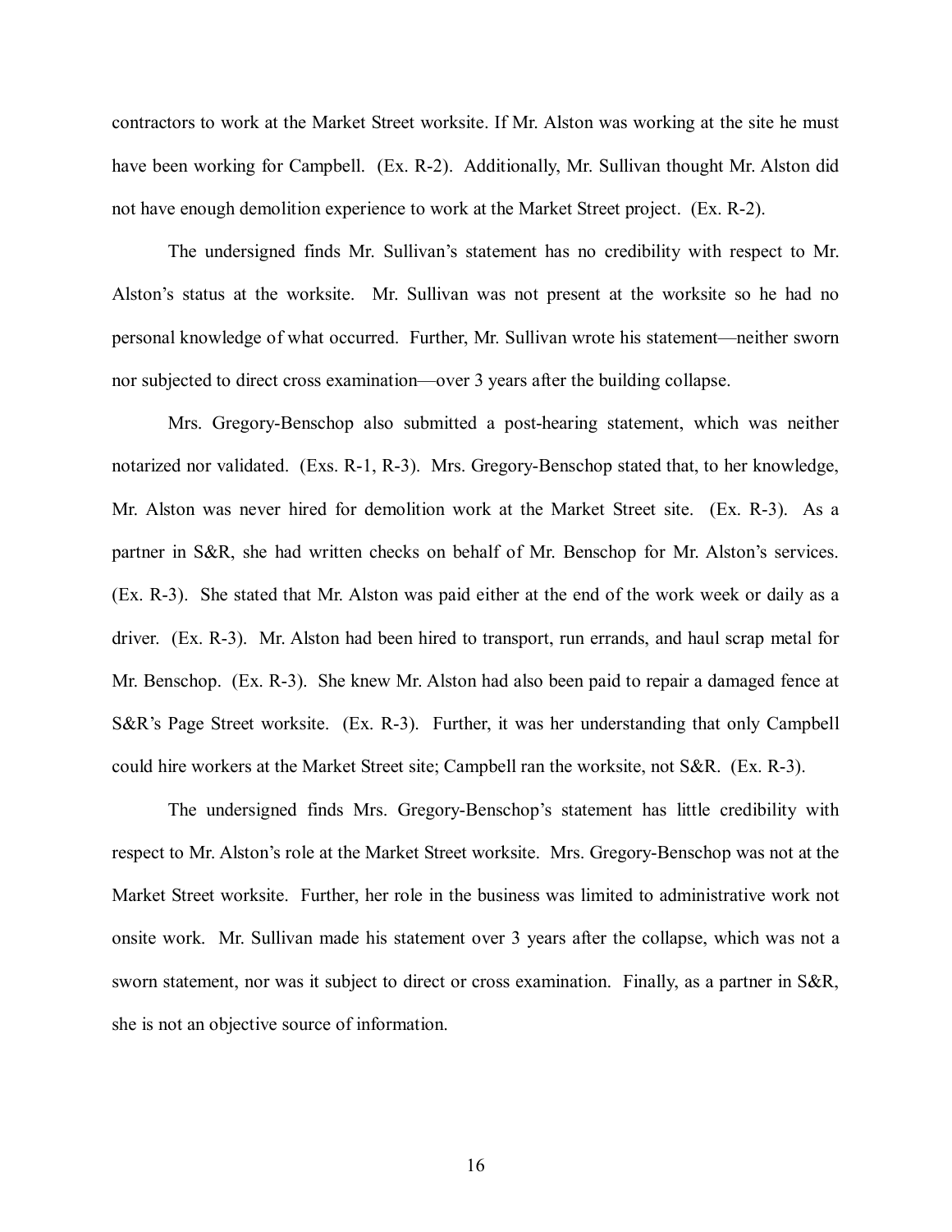contractors to work at the Market Street worksite. If Mr. Alston was working at the site he must have been working for Campbell. (Ex. R-2). Additionally, Mr. Sullivan thought Mr. Alston did not have enough demolition experience to work at the Market Street project. (Ex. R-2).

The undersigned finds Mr. Sullivan's statement has no credibility with respect to Mr. Alston's status at the worksite. Mr. Sullivan was not present at the worksite so he had no personal knowledge of what occurred. Further, Mr. Sullivan wrote his statement—neither sworn nor subjected to direct cross examination—over 3 years after the building collapse.

Mrs. Gregory-Benschop also submitted a post-hearing statement, which was neither notarized nor validated. (Exs. R-1, R-3). Mrs. Gregory-Benschop stated that, to her knowledge, Mr. Alston was never hired for demolition work at the Market Street site. (Ex. R-3). As a partner in S&R, she had written checks on behalf of Mr. Benschop for Mr. Alston's services. (Ex. R-3). She stated that Mr. Alston was paid either at the end of the work week or daily as a driver. (Ex. R-3). Mr. Alston had been hired to transport, run errands, and haul scrap metal for Mr. Benschop. (Ex. R-3). She knew Mr. Alston had also been paid to repair a damaged fence at S&R's Page Street worksite. (Ex. R-3). Further, it was her understanding that only Campbell could hire workers at the Market Street site; Campbell ran the worksite, not S&R. (Ex. R-3).

The undersigned finds Mrs. Gregory-Benschop's statement has little credibility with respect to Mr. Alston's role at the Market Street worksite. Mrs. Gregory-Benschop was not at the Market Street worksite. Further, her role in the business was limited to administrative work not onsite work. Mr. Sullivan made his statement over 3 years after the collapse, which was not a sworn statement, nor was it subject to direct or cross examination. Finally, as a partner in S&R, she is not an objective source of information.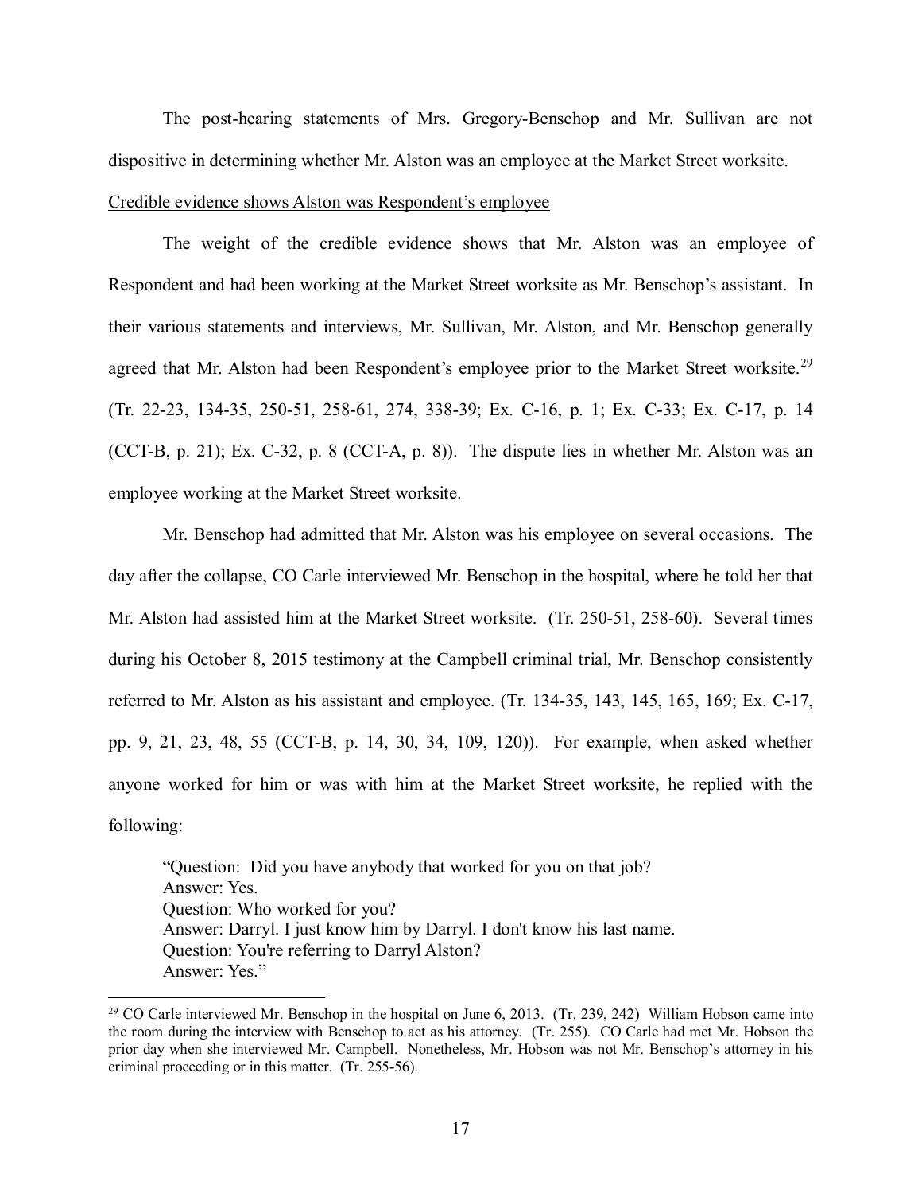The post-hearing statements of Mrs. Gregory-Benschop and Mr. Sullivan are not dispositive in determining whether Mr. Alston was an employee at the Market Street worksite.

Credible evidence shows Alston was Respondent's employee

The weight of the credible evidence shows that Mr. Alston was an employee of Respondent and had been working at the Market Street worksite as Mr. Benschop's assistant. In their various statements and interviews, Mr. Sullivan, Mr. Alston, and Mr. Benschop generally agreed that Mr. Alston had been Respondent's employee prior to the Market Street worksite.[29] (Tr. 22-23, 134-35, 250-51, 258-61, 274, 338-39; Ex. C-16, p. 1; Ex. C-33; Ex. C-17, p. 14 (CCT-B, p. 21); Ex. C-32, p. 8 (CCT-A, p. 8)). The dispute lies in whether Mr. Alston was an employee working at the Market Street worksite.

Mr. Benschop had admitted that Mr. Alston was his employee on several occasions. The day after the collapse, CO Carle interviewed Mr. Benschop in the hospital, where he told her that Mr. Alston had assisted him at the Market Street worksite. (Tr. 250-51, 258-60). Several times during his October 8, 2015 testimony at the Campbell criminal trial, Mr. Benschop consistently referred to Mr. Alston as his assistant and employee. (Tr. 134-35, 143, 145, 165, 169; Ex. C-17, pp. 9, 21, 23, 48, 55 (CCT-B, p. 14, 30, 34, 109, 120)). For example, when asked whether anyone worked for him or was with him at the Market Street worksite, he replied with the following:

> "Question: Did you have anybody that worked for you on that job?
> Answer: Yes.
> Question: Who worked for you?
> Answer: Darryl. I just know him by Darryl. I don't know his last name.
> Question: You're referring to Darryl Alston?
> Answer: Yes."

[29] CO Carle interviewed Mr. Benschop in the hospital on June 6, 2013. (Tr. 239, 242) William Hobson came into the room during the interview with Benschop to act as his attorney. (Tr. 255). CO Carle had met Mr. Hobson the prior day when she interviewed Mr. Campbell. Nonetheless, Mr. Hobson was not Mr. Benschop's attorney in his criminal proceeding or in this matter. (Tr. 255-56).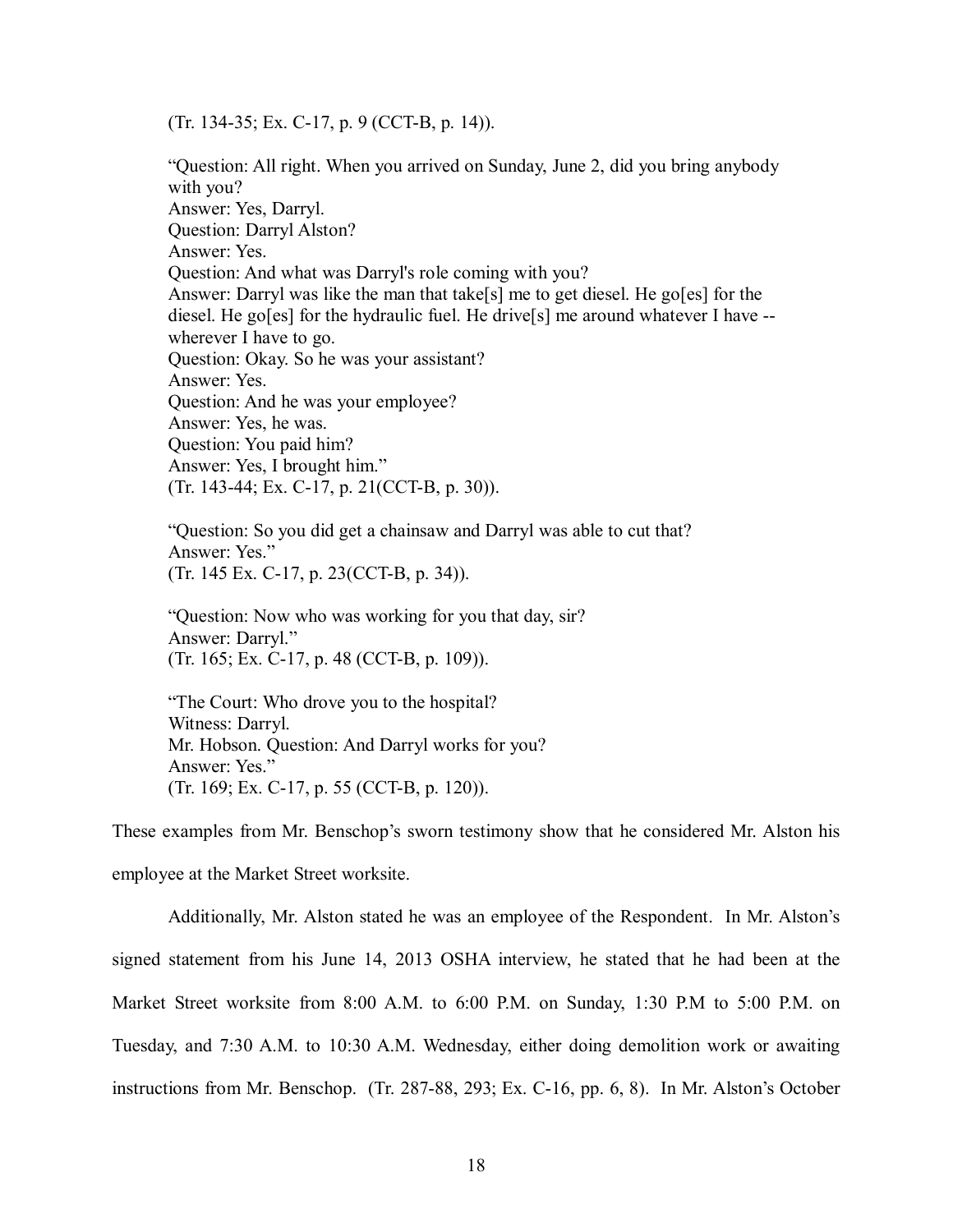(Tr. 134-35; Ex. C-17, p. 9 (CCT-B, p. 14)).

> "Question: All right. When you arrived on Sunday, June 2, did you bring anybody with you?
> Answer: Yes, Darryl.
> Question: Darryl Alston?
> Answer: Yes.
> Question: And what was Darryl's role coming with you?
> Answer: Darryl was like the man that take[s] me to get diesel. He go[es] for the diesel. He go[es] for the hydraulic fuel. He drive[s] me around whatever I have -- wherever I have to go.
> Question: Okay. So he was your assistant?
> Answer: Yes.
> Question: And he was your employee?
> Answer: Yes, he was.
> Question: You paid him?
> Answer: Yes, I brought him."
> (Tr. 143-44; Ex. C-17, p. 21(CCT-B, p. 30)).
>
> "Question: So you did get a chainsaw and Darryl was able to cut that?
> Answer: Yes."
> (Tr. 145 Ex. C-17, p. 23(CCT-B, p. 34)).
>
> "Question: Now who was working for you that day, sir?
> Answer: Darryl."
> (Tr. 165; Ex. C-17, p. 48 (CCT-B, p. 109)).
>
> "The Court: Who drove you to the hospital?
> Witness: Darryl.
> Mr. Hobson. Question: And Darryl works for you?
> Answer: Yes."
> (Tr. 169; Ex. C-17, p. 55 (CCT-B, p. 120)).

These examples from Mr. Benschop's sworn testimony show that he considered Mr. Alston his employee at the Market Street worksite.

Additionally, Mr. Alston stated he was an employee of the Respondent. In Mr. Alston's signed statement from his June 14, 2013 OSHA interview, he stated that he had been at the Market Street worksite from 8:00 A.M. to 6:00 P.M. on Sunday, 1:30 P.M to 5:00 P.M. on Tuesday, and 7:30 A.M. to 10:30 A.M. Wednesday, either doing demolition work or awaiting instructions from Mr. Benschop. (Tr. 287-88, 293; Ex. C-16, pp. 6, 8). In Mr. Alston's October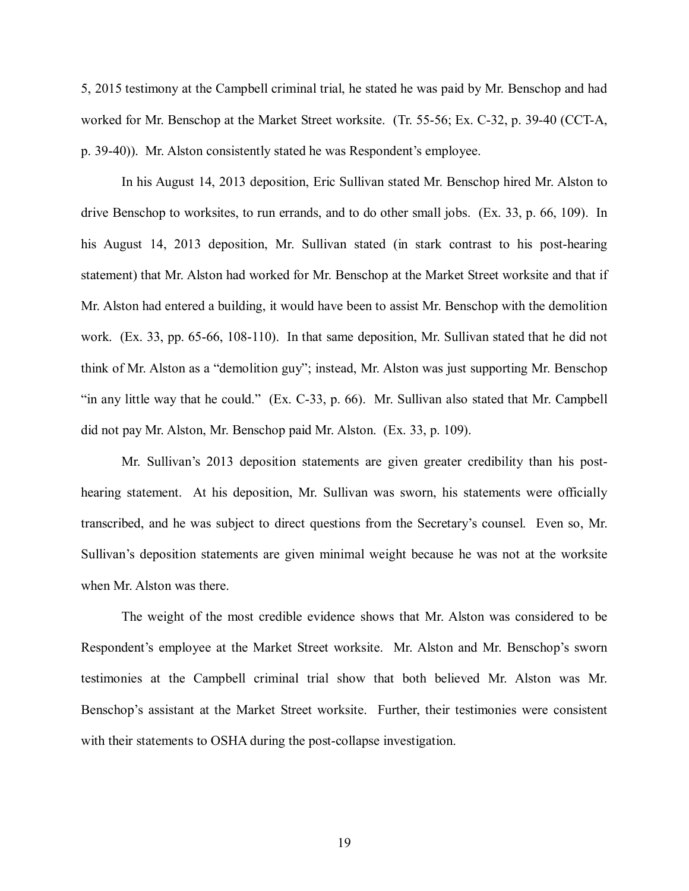5, 2015 testimony at the Campbell criminal trial, he stated he was paid by Mr. Benschop and had worked for Mr. Benschop at the Market Street worksite. (Tr. 55-56; Ex. C-32, p. 39-40 (CCT-A, p. 39-40)). Mr. Alston consistently stated he was Respondent's employee.

In his August 14, 2013 deposition, Eric Sullivan stated Mr. Benschop hired Mr. Alston to drive Benschop to worksites, to run errands, and to do other small jobs. (Ex. 33, p. 66, 109). In his August 14, 2013 deposition, Mr. Sullivan stated (in stark contrast to his post-hearing statement) that Mr. Alston had worked for Mr. Benschop at the Market Street worksite and that if Mr. Alston had entered a building, it would have been to assist Mr. Benschop with the demolition work. (Ex. 33, pp. 65-66, 108-110). In that same deposition, Mr. Sullivan stated that he did not think of Mr. Alston as a "demolition guy"; instead, Mr. Alston was just supporting Mr. Benschop "in any little way that he could." (Ex. C-33, p. 66). Mr. Sullivan also stated that Mr. Campbell did not pay Mr. Alston, Mr. Benschop paid Mr. Alston. (Ex. 33, p. 109).

Mr. Sullivan's 2013 deposition statements are given greater credibility than his post-hearing statement. At his deposition, Mr. Sullivan was sworn, his statements were officially transcribed, and he was subject to direct questions from the Secretary's counsel. Even so, Mr. Sullivan's deposition statements are given minimal weight because he was not at the worksite when Mr. Alston was there.

The weight of the most credible evidence shows that Mr. Alston was considered to be Respondent's employee at the Market Street worksite. Mr. Alston and Mr. Benschop's sworn testimonies at the Campbell criminal trial show that both believed Mr. Alston was Mr. Benschop's assistant at the Market Street worksite. Further, their testimonies were consistent with their statements to OSHA during the post-collapse investigation.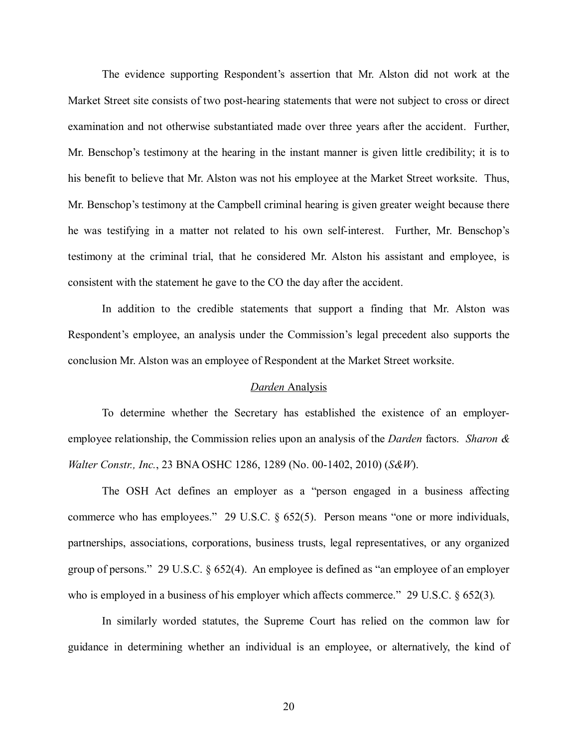The evidence supporting Respondent's assertion that Mr. Alston did not work at the Market Street site consists of two post-hearing statements that were not subject to cross or direct examination and not otherwise substantiated made over three years after the accident. Further, Mr. Benschop's testimony at the hearing in the instant manner is given little credibility; it is to his benefit to believe that Mr. Alston was not his employee at the Market Street worksite. Thus, Mr. Benschop's testimony at the Campbell criminal hearing is given greater weight because there he was testifying in a matter not related to his own self-interest. Further, Mr. Benschop's testimony at the criminal trial, that he considered Mr. Alston his assistant and employee, is consistent with the statement he gave to the CO the day after the accident.

In addition to the credible statements that support a finding that Mr. Alston was Respondent's employee, an analysis under the Commission's legal precedent also supports the conclusion Mr. Alston was an employee of Respondent at the Market Street worksite.

<u>*Darden* Analysis</u>

To determine whether the Secretary has established the existence of an employer-employee relationship, the Commission relies upon an analysis of the *Darden* factors. *Sharon & Walter Constr., Inc.*, 23 BNA OSHC 1286, 1289 (No. 00-1402, 2010) (*S&W*).

The OSH Act defines an employer as a "person engaged in a business affecting commerce who has employees." 29 U.S.C. § 652(5). Person means "one or more individuals, partnerships, associations, corporations, business trusts, legal representatives, or any organized group of persons." 29 U.S.C. § 652(4). An employee is defined as "an employee of an employer who is employed in a business of his employer which affects commerce." 29 U.S.C. § 652(3).

In similarly worded statutes, the Supreme Court has relied on the common law for guidance in determining whether an individual is an employee, or alternatively, the kind of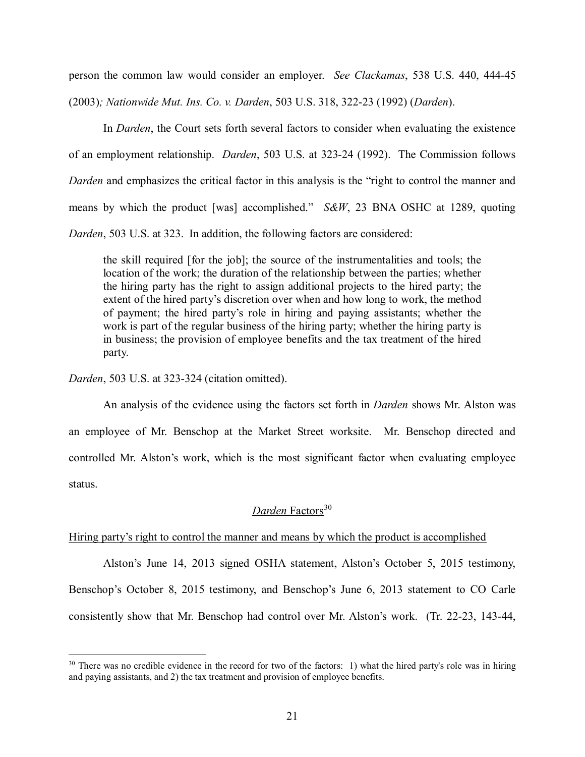person the common law would consider an employer. *See Clackamas*, 538 U.S. 440, 444-45 (2003)*; Nationwide Mut. Ins. Co. v. Darden*, 503 U.S. 318, 322-23 (1992) (*Darden*).

In *Darden*, the Court sets forth several factors to consider when evaluating the existence of an employment relationship. *Darden*, 503 U.S. at 323-24 (1992). The Commission follows *Darden* and emphasizes the critical factor in this analysis is the "right to control the manner and means by which the product [was] accomplished." *S&W*, 23 BNA OSHC at 1289, quoting *Darden*, 503 U.S. at 323. In addition, the following factors are considered:

> the skill required [for the job]; the source of the instrumentalities and tools; the location of the work; the duration of the relationship between the parties; whether the hiring party has the right to assign additional projects to the hired party; the extent of the hired party's discretion over when and how long to work, the method of payment; the hired party's role in hiring and paying assistants; whether the work is part of the regular business of the hiring party; whether the hiring party is in business; the provision of employee benefits and the tax treatment of the hired party.

*Darden*, 503 U.S. at 323-324 (citation omitted).

An analysis of the evidence using the factors set forth in *Darden* shows Mr. Alston was an employee of Mr. Benschop at the Market Street worksite. Mr. Benschop directed and controlled Mr. Alston's work, which is the most significant factor when evaluating employee status.

## <u>*Darden* Factors</u>[30]

<u>Hiring party's right to control the manner and means by which the product is accomplished</u>

Alston's June 14, 2013 signed OSHA statement, Alston's October 5, 2015 testimony, Benschop's October 8, 2015 testimony, and Benschop's June 6, 2013 statement to CO Carle consistently show that Mr. Benschop had control over Mr. Alston's work. (Tr. 22-23, 143-44,

[30] There was no credible evidence in the record for two of the factors: 1) what the hired party's role was in hiring and paying assistants, and 2) the tax treatment and provision of employee benefits.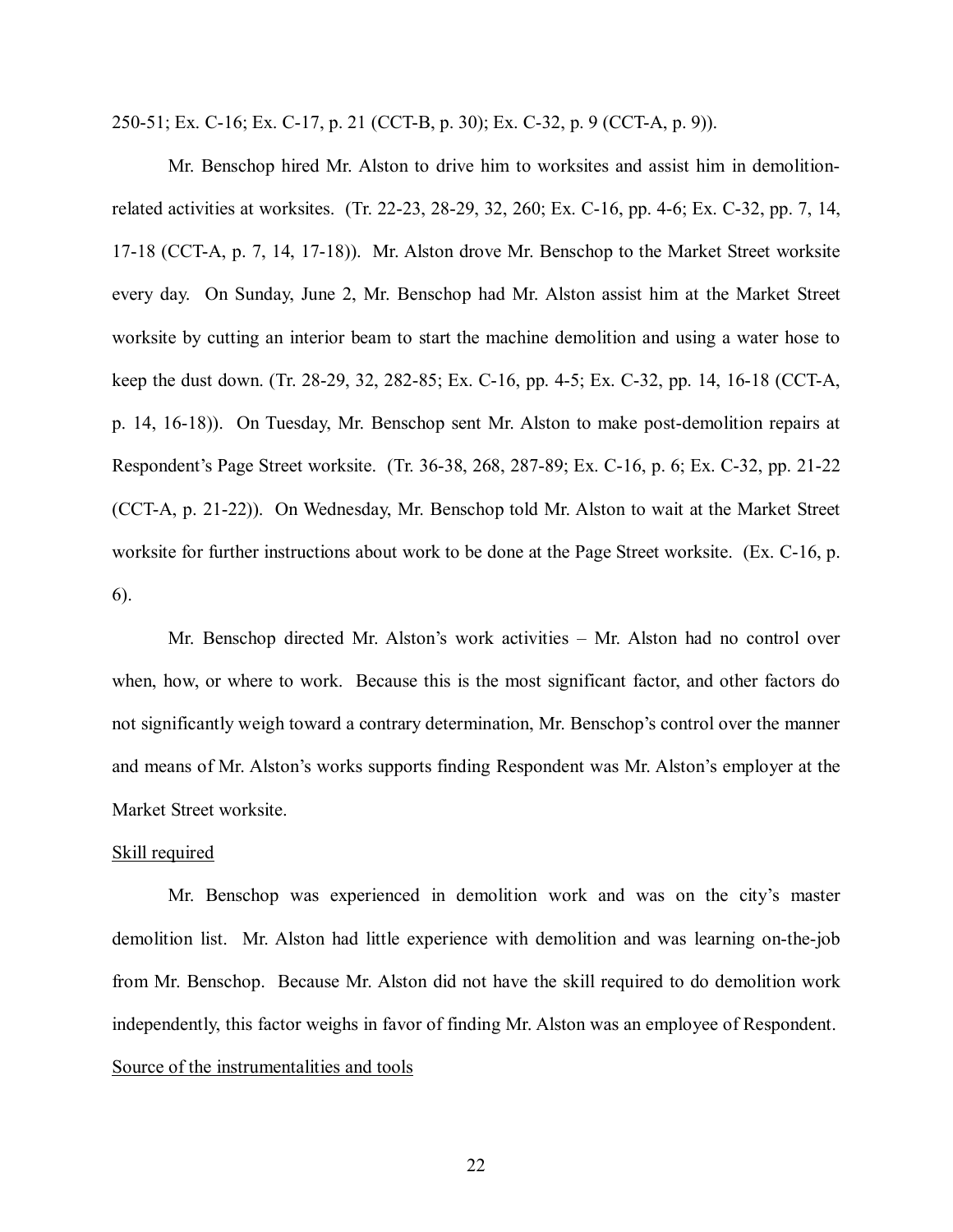250-51; Ex. C-16; Ex. C-17, p. 21 (CCT-B, p. 30); Ex. C-32, p. 9 (CCT-A, p. 9)).

Mr. Benschop hired Mr. Alston to drive him to worksites and assist him in demolition-related activities at worksites. (Tr. 22-23, 28-29, 32, 260; Ex. C-16, pp. 4-6; Ex. C-32, pp. 7, 14, 17-18 (CCT-A, p. 7, 14, 17-18)). Mr. Alston drove Mr. Benschop to the Market Street worksite every day. On Sunday, June 2, Mr. Benschop had Mr. Alston assist him at the Market Street worksite by cutting an interior beam to start the machine demolition and using a water hose to keep the dust down. (Tr. 28-29, 32, 282-85; Ex. C-16, pp. 4-5; Ex. C-32, pp. 14, 16-18 (CCT-A, p. 14, 16-18)). On Tuesday, Mr. Benschop sent Mr. Alston to make post-demolition repairs at Respondent's Page Street worksite. (Tr. 36-38, 268, 287-89; Ex. C-16, p. 6; Ex. C-32, pp. 21-22 (CCT-A, p. 21-22)). On Wednesday, Mr. Benschop told Mr. Alston to wait at the Market Street worksite for further instructions about work to be done at the Page Street worksite. (Ex. C-16, p. 6).

Mr. Benschop directed Mr. Alston's work activities – Mr. Alston had no control over when, how, or where to work. Because this is the most significant factor, and other factors do not significantly weigh toward a contrary determination, Mr. Benschop's control over the manner and means of Mr. Alston's works supports finding Respondent was Mr. Alston's employer at the Market Street worksite.

<u>Skill required</u>

Mr. Benschop was experienced in demolition work and was on the city's master demolition list. Mr. Alston had little experience with demolition and was learning on-the-job from Mr. Benschop. Because Mr. Alston did not have the skill required to do demolition work independently, this factor weighs in favor of finding Mr. Alston was an employee of Respondent.

<u>Source of the instrumentalities and tools</u>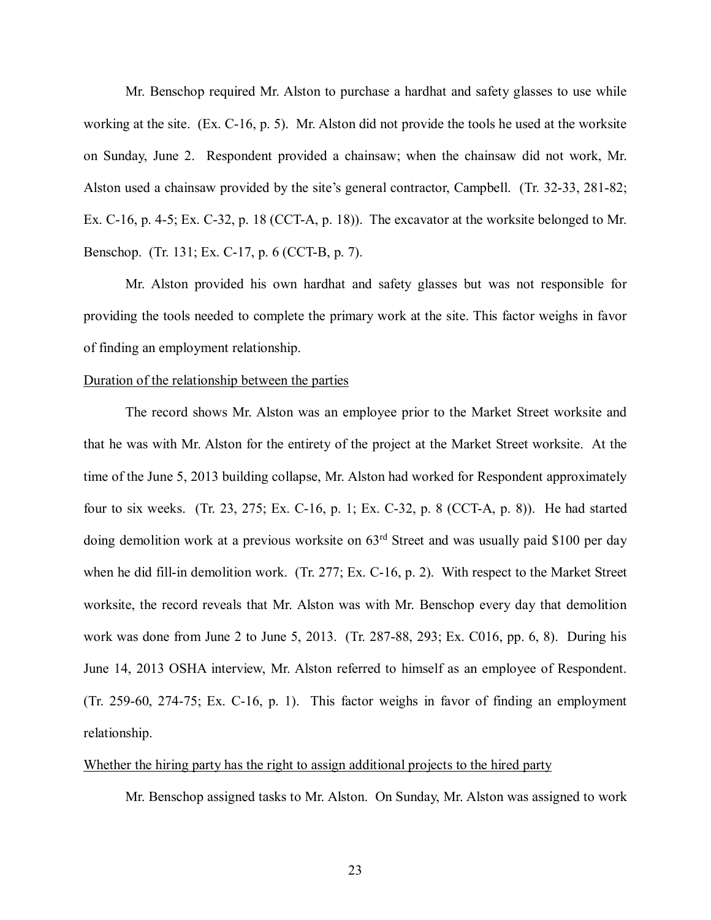Mr. Benschop required Mr. Alston to purchase a hardhat and safety glasses to use while working at the site. (Ex. C-16, p. 5). Mr. Alston did not provide the tools he used at the worksite on Sunday, June 2. Respondent provided a chainsaw; when the chainsaw did not work, Mr. Alston used a chainsaw provided by the site's general contractor, Campbell. (Tr. 32-33, 281-82; Ex. C-16, p. 4-5; Ex. C-32, p. 18 (CCT-A, p. 18)). The excavator at the worksite belonged to Mr. Benschop. (Tr. 131; Ex. C-17, p. 6 (CCT-B, p. 7).

Mr. Alston provided his own hardhat and safety glasses but was not responsible for providing the tools needed to complete the primary work at the site. This factor weighs in favor of finding an employment relationship.

<u>Duration of the relationship between the parties</u>

The record shows Mr. Alston was an employee prior to the Market Street worksite and that he was with Mr. Alston for the entirety of the project at the Market Street worksite. At the time of the June 5, 2013 building collapse, Mr. Alston had worked for Respondent approximately four to six weeks. (Tr. 23, 275; Ex. C-16, p. 1; Ex. C-32, p. 8 (CCT-A, p. 8)). He had started doing demolition work at a previous worksite on 63rd Street and was usually paid $100 per day when he did fill-in demolition work. (Tr. 277; Ex. C-16, p. 2). With respect to the Market Street worksite, the record reveals that Mr. Alston was with Mr. Benschop every day that demolition work was done from June 2 to June 5, 2013. (Tr. 287-88, 293; Ex. C016, pp. 6, 8). During his June 14, 2013 OSHA interview, Mr. Alston referred to himself as an employee of Respondent. (Tr. 259-60, 274-75; Ex. C-16, p. 1). This factor weighs in favor of finding an employment relationship.

<u>Whether the hiring party has the right to assign additional projects to the hired party</u>

Mr. Benschop assigned tasks to Mr. Alston. On Sunday, Mr. Alston was assigned to work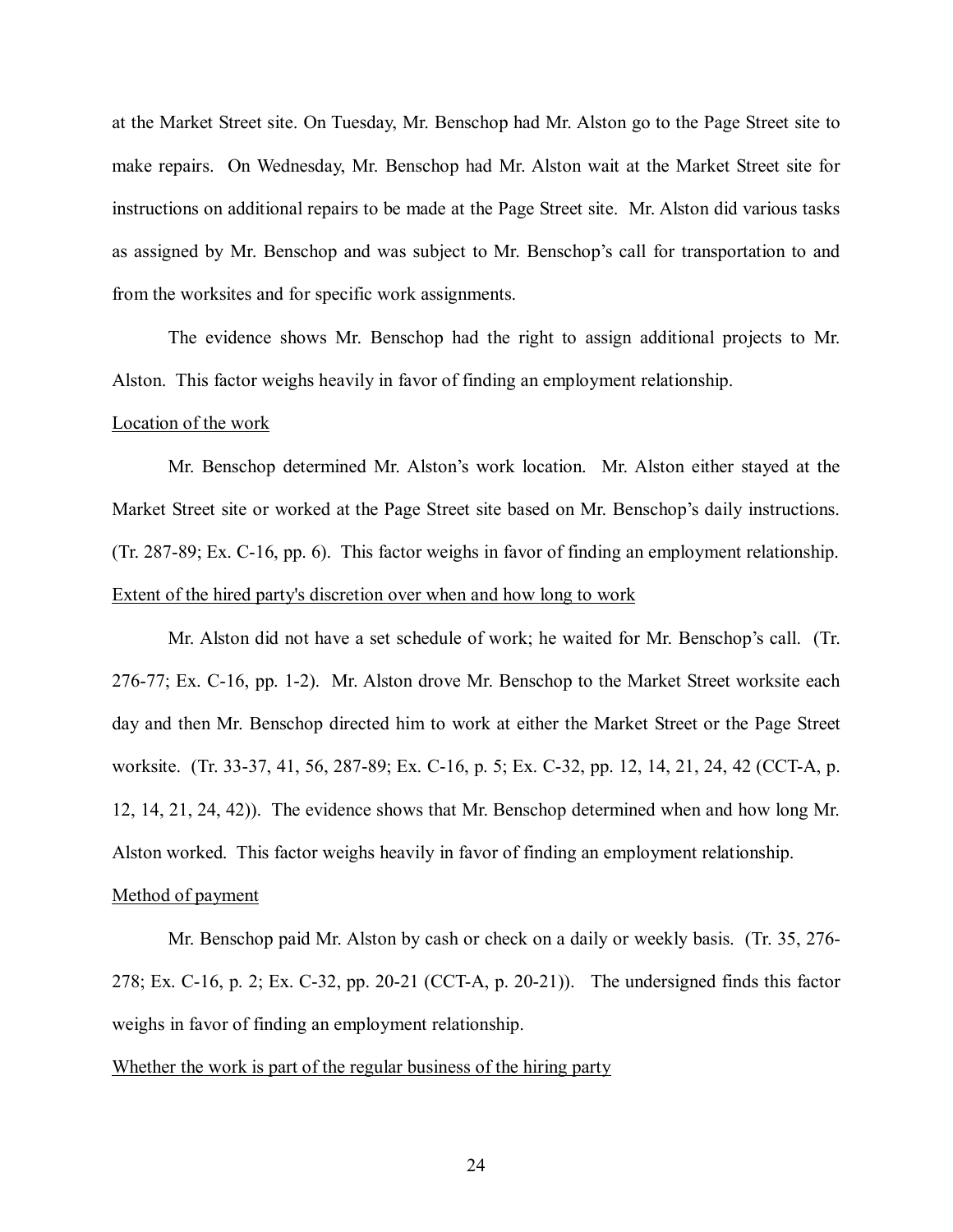at the Market Street site. On Tuesday, Mr. Benschop had Mr. Alston go to the Page Street site to make repairs. On Wednesday, Mr. Benschop had Mr. Alston wait at the Market Street site for instructions on additional repairs to be made at the Page Street site. Mr. Alston did various tasks as assigned by Mr. Benschop and was subject to Mr. Benschop's call for transportation to and from the worksites and for specific work assignments.

The evidence shows Mr. Benschop had the right to assign additional projects to Mr. Alston. This factor weighs heavily in favor of finding an employment relationship.

<u>Location of the work</u>

Mr. Benschop determined Mr. Alston's work location. Mr. Alston either stayed at the Market Street site or worked at the Page Street site based on Mr. Benschop's daily instructions. (Tr. 287-89; Ex. C-16, pp. 6). This factor weighs in favor of finding an employment relationship.

<u>Extent of the hired party's discretion over when and how long to work</u>

Mr. Alston did not have a set schedule of work; he waited for Mr. Benschop's call. (Tr. 276-77; Ex. C-16, pp. 1-2). Mr. Alston drove Mr. Benschop to the Market Street worksite each day and then Mr. Benschop directed him to work at either the Market Street or the Page Street worksite. (Tr. 33-37, 41, 56, 287-89; Ex. C-16, p. 5; Ex. C-32, pp. 12, 14, 21, 24, 42 (CCT-A, p. 12, 14, 21, 24, 42)). The evidence shows that Mr. Benschop determined when and how long Mr. Alston worked. This factor weighs heavily in favor of finding an employment relationship.

<u>Method of payment</u>

Mr. Benschop paid Mr. Alston by cash or check on a daily or weekly basis. (Tr. 35, 276-278; Ex. C-16, p. 2; Ex. C-32, pp. 20-21 (CCT-A, p. 20-21)). The undersigned finds this factor weighs in favor of finding an employment relationship.

<u>Whether the work is part of the regular business of the hiring party</u>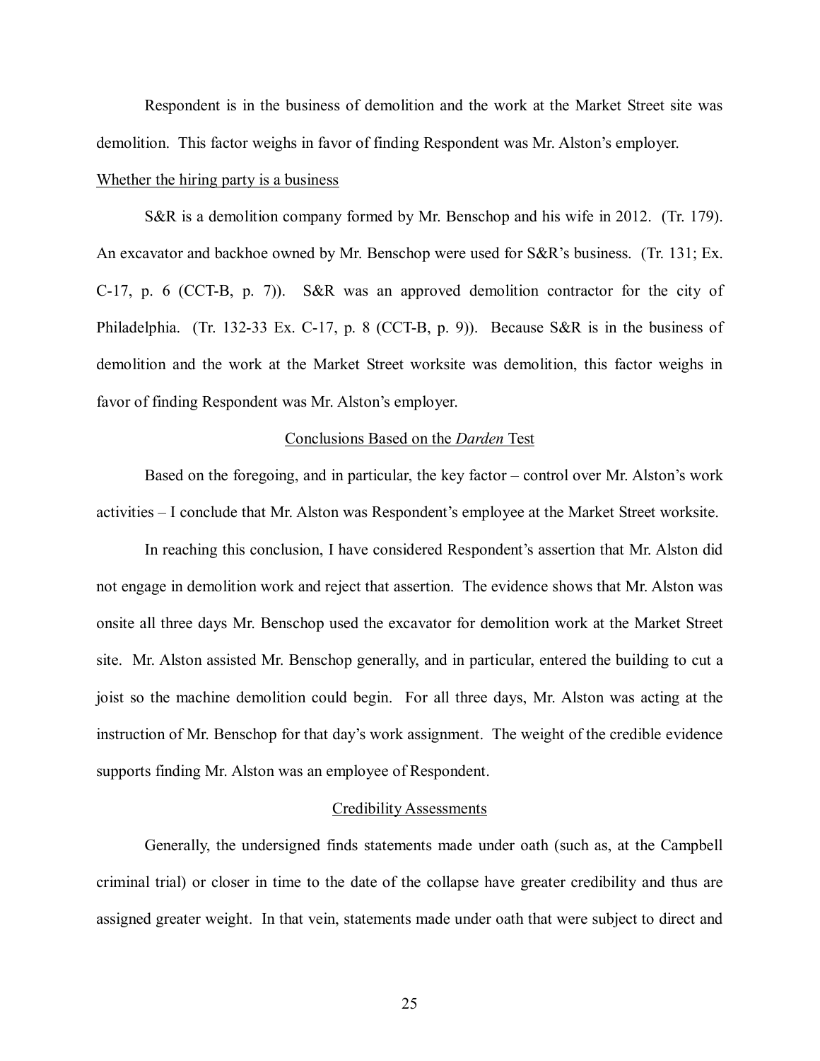Respondent is in the business of demolition and the work at the Market Street site was demolition. This factor weighs in favor of finding Respondent was Mr. Alston's employer.

Whether the hiring party is a business

S&R is a demolition company formed by Mr. Benschop and his wife in 2012. (Tr. 179). An excavator and backhoe owned by Mr. Benschop were used for S&R's business. (Tr. 131; Ex. C-17, p. 6 (CCT-B, p. 7)). S&R was an approved demolition contractor for the city of Philadelphia. (Tr. 132-33 Ex. C-17, p. 8 (CCT-B, p. 9)). Because S&R is in the business of demolition and the work at the Market Street worksite was demolition, this factor weighs in favor of finding Respondent was Mr. Alston's employer.

## Conclusions Based on the *Darden* Test

Based on the foregoing, and in particular, the key factor – control over Mr. Alston's work activities – I conclude that Mr. Alston was Respondent's employee at the Market Street worksite.

In reaching this conclusion, I have considered Respondent's assertion that Mr. Alston did not engage in demolition work and reject that assertion. The evidence shows that Mr. Alston was onsite all three days Mr. Benschop used the excavator for demolition work at the Market Street site. Mr. Alston assisted Mr. Benschop generally, and in particular, entered the building to cut a joist so the machine demolition could begin. For all three days, Mr. Alston was acting at the instruction of Mr. Benschop for that day's work assignment. The weight of the credible evidence supports finding Mr. Alston was an employee of Respondent.

## Credibility Assessments

Generally, the undersigned finds statements made under oath (such as, at the Campbell criminal trial) or closer in time to the date of the collapse have greater credibility and thus are assigned greater weight. In that vein, statements made under oath that were subject to direct and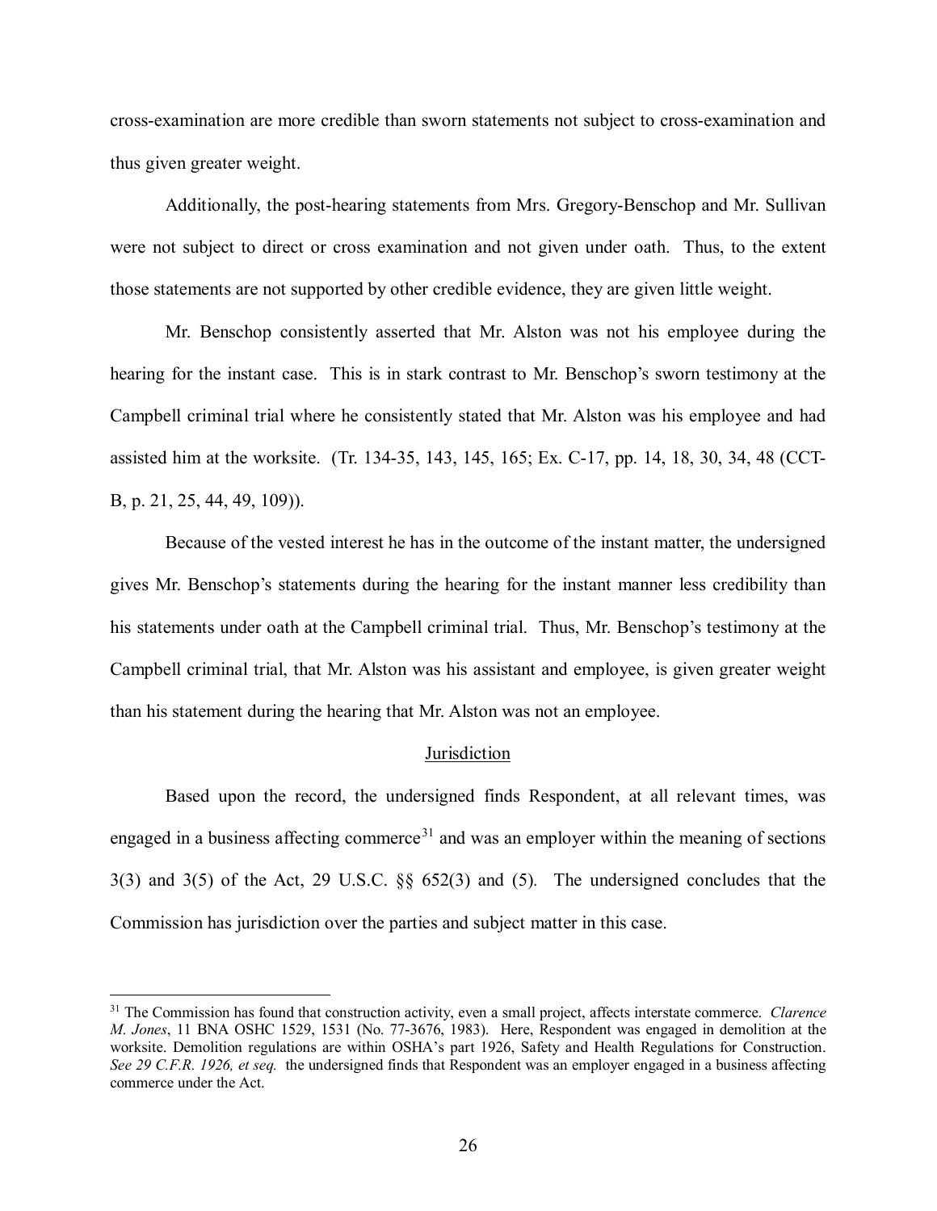cross-examination are more credible than sworn statements not subject to cross-examination and thus given greater weight.

Additionally, the post-hearing statements from Mrs. Gregory-Benschop and Mr. Sullivan were not subject to direct or cross examination and not given under oath. Thus, to the extent those statements are not supported by other credible evidence, they are given little weight.

Mr. Benschop consistently asserted that Mr. Alston was not his employee during the hearing for the instant case. This is in stark contrast to Mr. Benschop's sworn testimony at the Campbell criminal trial where he consistently stated that Mr. Alston was his employee and had assisted him at the worksite. (Tr. 134-35, 143, 145, 165; Ex. C-17, pp. 14, 18, 30, 34, 48 (CCT-B, p. 21, 25, 44, 49, 109)).

Because of the vested interest he has in the outcome of the instant matter, the undersigned gives Mr. Benschop's statements during the hearing for the instant manner less credibility than his statements under oath at the Campbell criminal trial. Thus, Mr. Benschop's testimony at the Campbell criminal trial, that Mr. Alston was his assistant and employee, is given greater weight than his statement during the hearing that Mr. Alston was not an employee.

## Jurisdiction

Based upon the record, the undersigned finds Respondent, at all relevant times, was engaged in a business affecting commerce[31] and was an employer within the meaning of sections 3(3) and 3(5) of the Act, 29 U.S.C. §§ 652(3) and (5). The undersigned concludes that the Commission has jurisdiction over the parties and subject matter in this case.

---

[31] The Commission has found that construction activity, even a small project, affects interstate commerce. *Clarence M. Jones*, 11 BNA OSHC 1529, 1531 (No. 77-3676, 1983). Here, Respondent was engaged in demolition at the worksite. Demolition regulations are within OSHA's part 1926, Safety and Health Regulations for Construction. *See 29 C.F.R. 1926, et seq.* the undersigned finds that Respondent was an employer engaged in a business affecting commerce under the Act.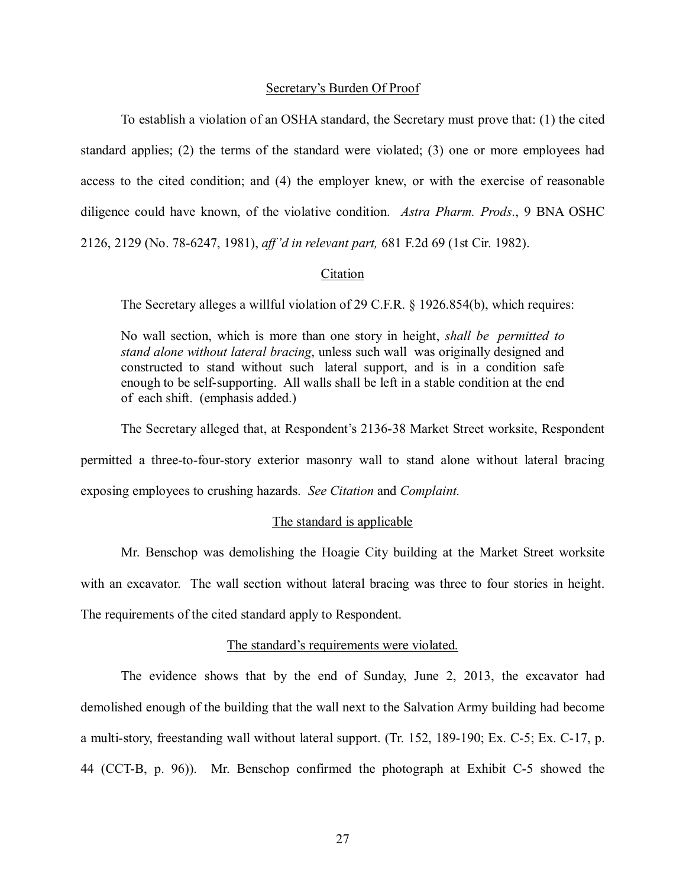<u>Secretary's Burden Of Proof</u>

To establish a violation of an OSHA standard, the Secretary must prove that: (1) the cited standard applies; (2) the terms of the standard were violated; (3) one or more employees had access to the cited condition; and (4) the employer knew, or with the exercise of reasonable diligence could have known, of the violative condition. *Astra Pharm. Prods*., 9 BNA OSHC 2126, 2129 (No. 78-6247, 1981), *aff'd in relevant part,* 681 F.2d 69 (1st Cir. 1982).

<u>Citation</u>

The Secretary alleges a willful violation of 29 C.F.R. § 1926.854(b), which requires:

> No wall section, which is more than one story in height, *shall be permitted to stand alone without lateral bracing*, unless such wall was originally designed and constructed to stand without such lateral support, and is in a condition safe enough to be self-supporting. All walls shall be left in a stable condition at the end of each shift. (emphasis added.)

The Secretary alleged that, at Respondent's 2136-38 Market Street worksite, Respondent permitted a three-to-four-story exterior masonry wall to stand alone without lateral bracing exposing employees to crushing hazards. *See Citation* and *Complaint.*

<u>The standard is applicable</u>

Mr. Benschop was demolishing the Hoagie City building at the Market Street worksite with an excavator. The wall section without lateral bracing was three to four stories in height. The requirements of the cited standard apply to Respondent.

<u>The standard's requirements were violated.</u>

The evidence shows that by the end of Sunday, June 2, 2013, the excavator had demolished enough of the building that the wall next to the Salvation Army building had become a multi-story, freestanding wall without lateral support. (Tr. 152, 189-190; Ex. C-5; Ex. C-17, p. 44 (CCT-B, p. 96)). Mr. Benschop confirmed the photograph at Exhibit C-5 showed the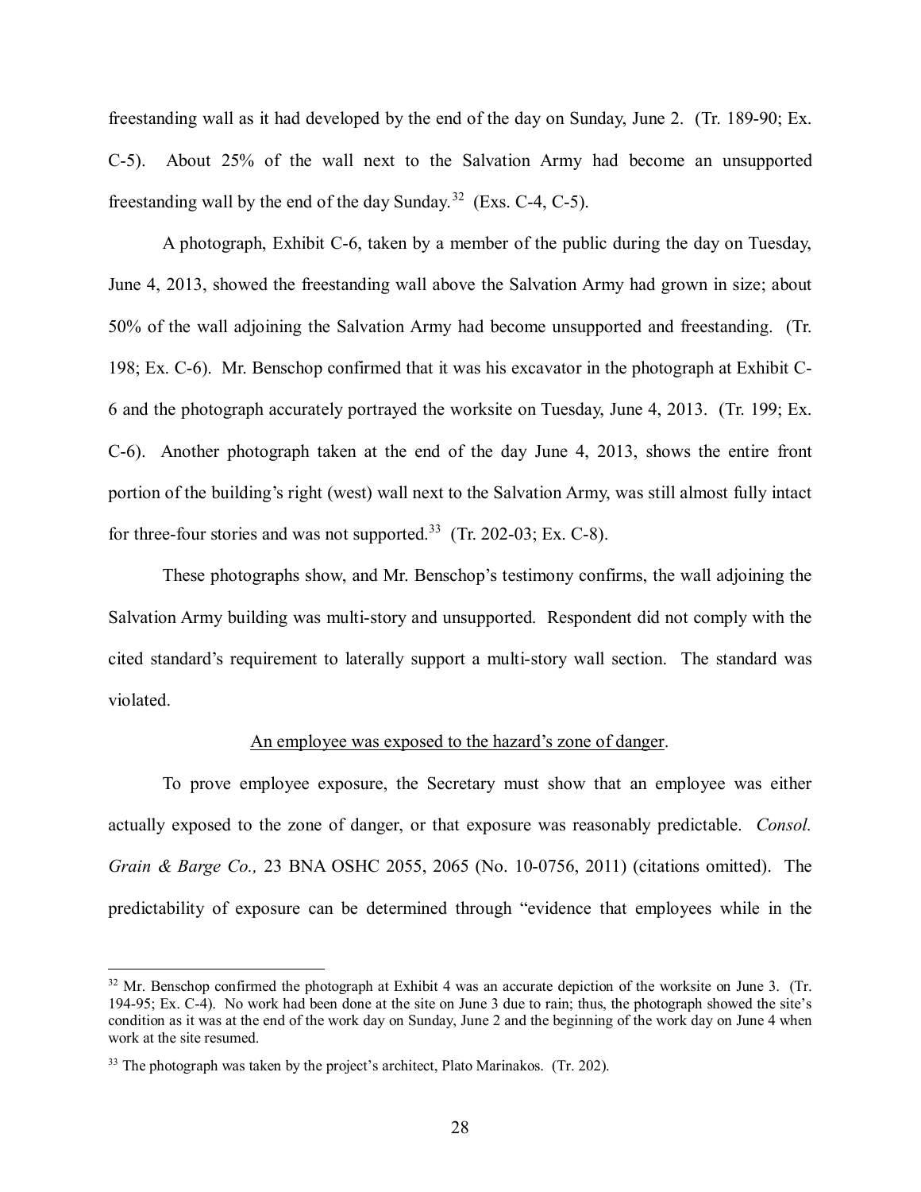freestanding wall as it had developed by the end of the day on Sunday, June 2. (Tr. 189-90; Ex. C-5). About 25% of the wall next to the Salvation Army had become an unsupported freestanding wall by the end of the day Sunday.[32] (Exs. C-4, C-5).

A photograph, Exhibit C-6, taken by a member of the public during the day on Tuesday, June 4, 2013, showed the freestanding wall above the Salvation Army had grown in size; about 50% of the wall adjoining the Salvation Army had become unsupported and freestanding. (Tr. 198; Ex. C-6). Mr. Benschop confirmed that it was his excavator in the photograph at Exhibit C-6 and the photograph accurately portrayed the worksite on Tuesday, June 4, 2013. (Tr. 199; Ex. C-6). Another photograph taken at the end of the day June 4, 2013, shows the entire front portion of the building's right (west) wall next to the Salvation Army, was still almost fully intact for three-four stories and was not supported.[33] (Tr. 202-03; Ex. C-8).

These photographs show, and Mr. Benschop's testimony confirms, the wall adjoining the Salvation Army building was multi-story and unsupported. Respondent did not comply with the cited standard's requirement to laterally support a multi-story wall section. The standard was violated.

<u>An employee was exposed to the hazard's zone of danger</u>.

To prove employee exposure, the Secretary must show that an employee was either actually exposed to the zone of danger, or that exposure was reasonably predictable. *Consol. Grain & Barge Co.,* 23 BNA OSHC 2055, 2065 (No. 10-0756, 2011) (citations omitted). The predictability of exposure can be determined through "evidence that employees while in the

---

[32] Mr. Benschop confirmed the photograph at Exhibit 4 was an accurate depiction of the worksite on June 3. (Tr. 194-95; Ex. C-4). No work had been done at the site on June 3 due to rain; thus, the photograph showed the site's condition as it was at the end of the work day on Sunday, June 2 and the beginning of the work day on June 4 when work at the site resumed.

[33] The photograph was taken by the project's architect, Plato Marinakos. (Tr. 202).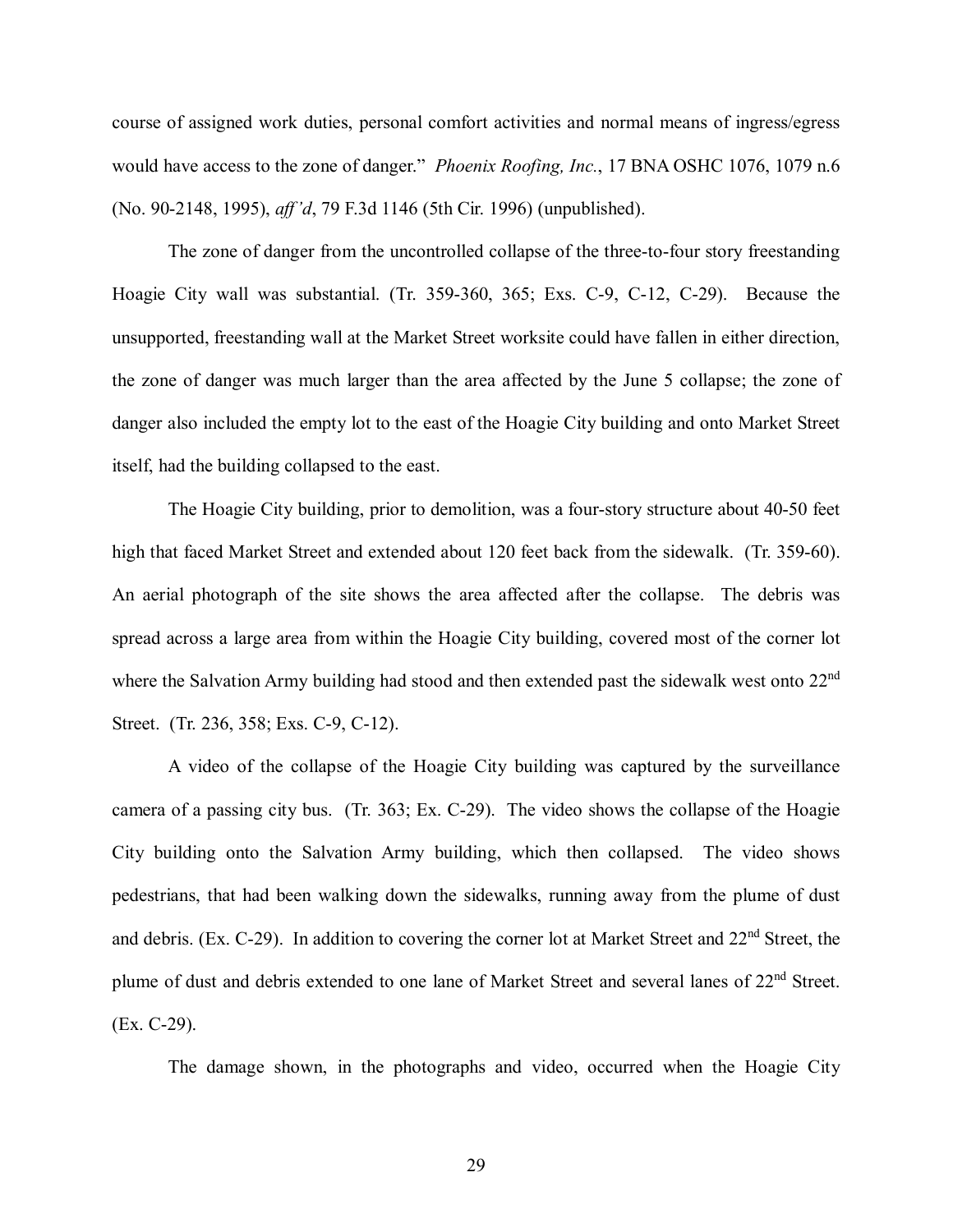course of assigned work duties, personal comfort activities and normal means of ingress/egress would have access to the zone of danger." *Phoenix Roofing, Inc.*, 17 BNA OSHC 1076, 1079 n.6 (No. 90-2148, 1995), *aff'd*, 79 F.3d 1146 (5th Cir. 1996) (unpublished).

The zone of danger from the uncontrolled collapse of the three-to-four story freestanding Hoagie City wall was substantial. (Tr. 359-360, 365; Exs. C-9, C-12, C-29). Because the unsupported, freestanding wall at the Market Street worksite could have fallen in either direction, the zone of danger was much larger than the area affected by the June 5 collapse; the zone of danger also included the empty lot to the east of the Hoagie City building and onto Market Street itself, had the building collapsed to the east.

The Hoagie City building, prior to demolition, was a four-story structure about 40-50 feet high that faced Market Street and extended about 120 feet back from the sidewalk. (Tr. 359-60). An aerial photograph of the site shows the area affected after the collapse. The debris was spread across a large area from within the Hoagie City building, covered most of the corner lot where the Salvation Army building had stood and then extended past the sidewalk west onto 22nd Street. (Tr. 236, 358; Exs. C-9, C-12).

A video of the collapse of the Hoagie City building was captured by the surveillance camera of a passing city bus. (Tr. 363; Ex. C-29). The video shows the collapse of the Hoagie City building onto the Salvation Army building, which then collapsed. The video shows pedestrians, that had been walking down the sidewalks, running away from the plume of dust and debris. (Ex. C-29). In addition to covering the corner lot at Market Street and 22nd Street, the plume of dust and debris extended to one lane of Market Street and several lanes of 22nd Street. (Ex. C-29).

The damage shown, in the photographs and video, occurred when the Hoagie City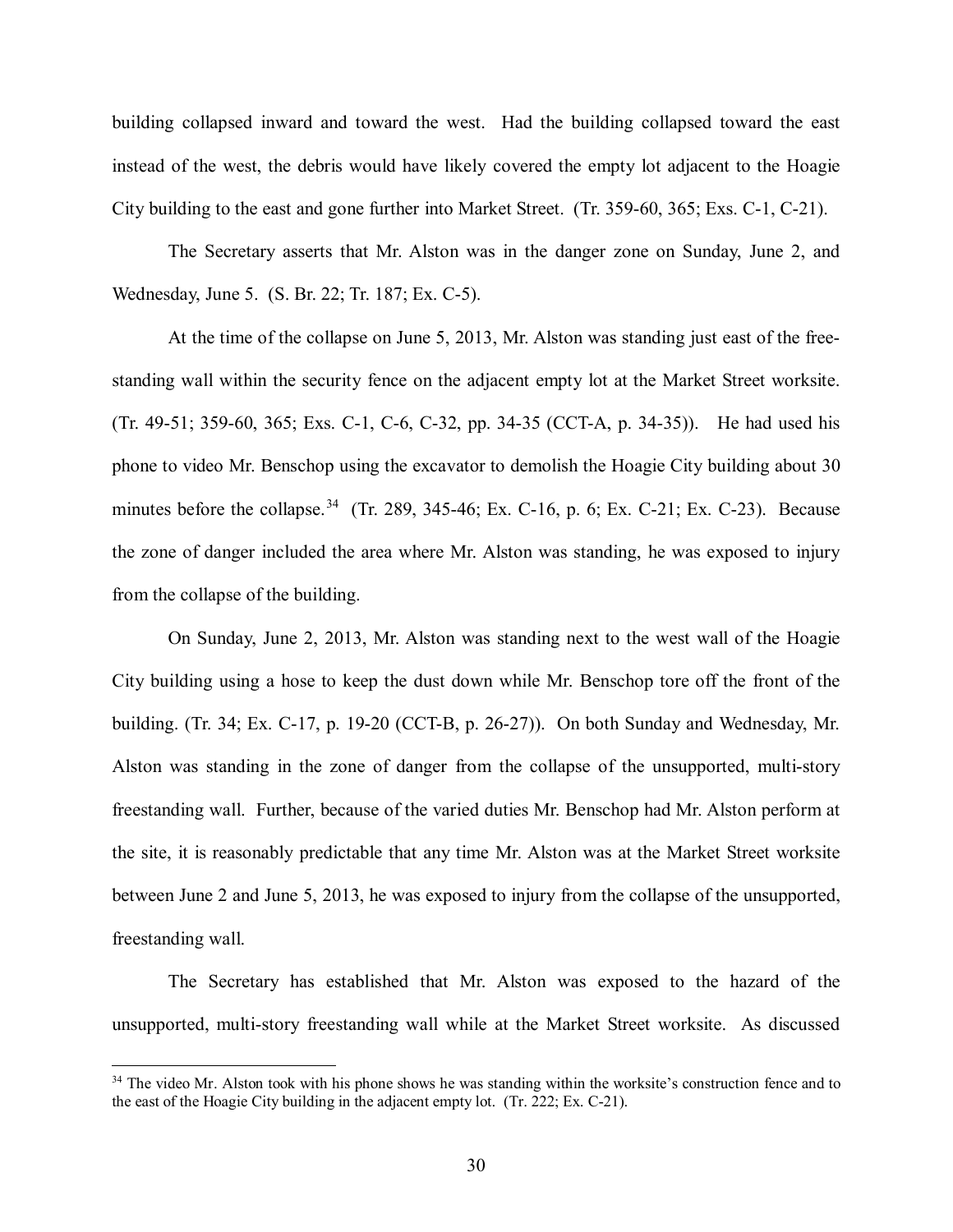building collapsed inward and toward the west. Had the building collapsed toward the east instead of the west, the debris would have likely covered the empty lot adjacent to the Hoagie City building to the east and gone further into Market Street. (Tr. 359-60, 365; Exs. C-1, C-21).

The Secretary asserts that Mr. Alston was in the danger zone on Sunday, June 2, and Wednesday, June 5. (S. Br. 22; Tr. 187; Ex. C-5).

At the time of the collapse on June 5, 2013, Mr. Alston was standing just east of the free-standing wall within the security fence on the adjacent empty lot at the Market Street worksite. (Tr. 49-51; 359-60, 365; Exs. C-1, C-6, C-32, pp. 34-35 (CCT-A, p. 34-35)). He had used his phone to video Mr. Benschop using the excavator to demolish the Hoagie City building about 30 minutes before the collapse.[34] (Tr. 289, 345-46; Ex. C-16, p. 6; Ex. C-21; Ex. C-23). Because the zone of danger included the area where Mr. Alston was standing, he was exposed to injury from the collapse of the building.

On Sunday, June 2, 2013, Mr. Alston was standing next to the west wall of the Hoagie City building using a hose to keep the dust down while Mr. Benschop tore off the front of the building. (Tr. 34; Ex. C-17, p. 19-20 (CCT-B, p. 26-27)). On both Sunday and Wednesday, Mr. Alston was standing in the zone of danger from the collapse of the unsupported, multi-story freestanding wall. Further, because of the varied duties Mr. Benschop had Mr. Alston perform at the site, it is reasonably predictable that any time Mr. Alston was at the Market Street worksite between June 2 and June 5, 2013, he was exposed to injury from the collapse of the unsupported, freestanding wall.

The Secretary has established that Mr. Alston was exposed to the hazard of the unsupported, multi-story freestanding wall while at the Market Street worksite. As discussed

[34] The video Mr. Alston took with his phone shows he was standing within the worksite's construction fence and to the east of the Hoagie City building in the adjacent empty lot. (Tr. 222; Ex. C-21).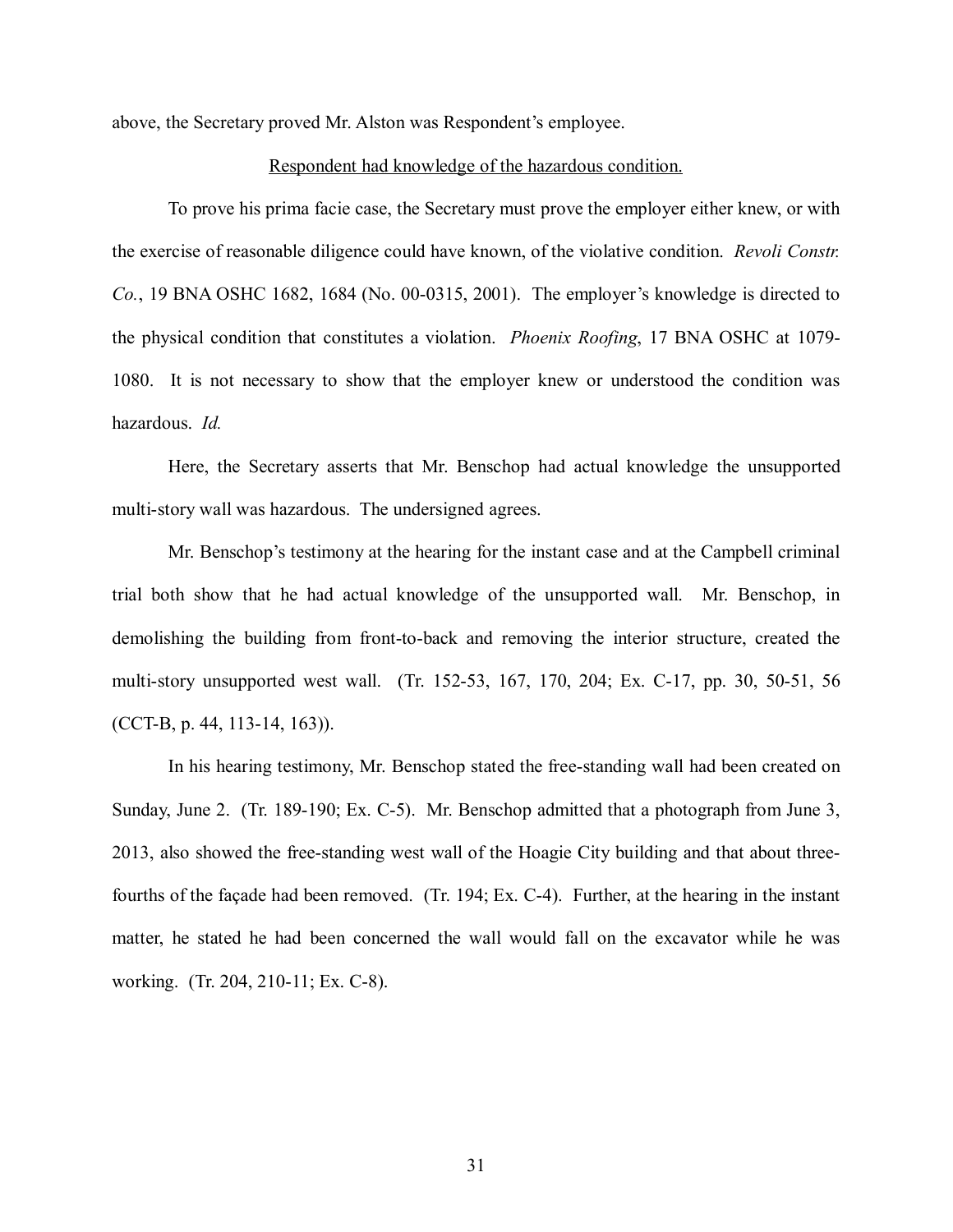above, the Secretary proved Mr. Alston was Respondent's employee.

<u>Respondent had knowledge of the hazardous condition.</u>

To prove his prima facie case, the Secretary must prove the employer either knew, or with the exercise of reasonable diligence could have known, of the violative condition. *Revoli Constr. Co.*, 19 BNA OSHC 1682, 1684 (No. 00-0315, 2001). The employer's knowledge is directed to the physical condition that constitutes a violation. *Phoenix Roofing*, 17 BNA OSHC at 1079-1080. It is not necessary to show that the employer knew or understood the condition was hazardous. *Id.*

Here, the Secretary asserts that Mr. Benschop had actual knowledge the unsupported multi-story wall was hazardous. The undersigned agrees.

Mr. Benschop's testimony at the hearing for the instant case and at the Campbell criminal trial both show that he had actual knowledge of the unsupported wall. Mr. Benschop, in demolishing the building from front-to-back and removing the interior structure, created the multi-story unsupported west wall. (Tr. 152-53, 167, 170, 204; Ex. C-17, pp. 30, 50-51, 56 (CCT-B, p. 44, 113-14, 163)).

In his hearing testimony, Mr. Benschop stated the free-standing wall had been created on Sunday, June 2. (Tr. 189-190; Ex. C-5). Mr. Benschop admitted that a photograph from June 3, 2013, also showed the free-standing west wall of the Hoagie City building and that about three-fourths of the façade had been removed. (Tr. 194; Ex. C-4). Further, at the hearing in the instant matter, he stated he had been concerned the wall would fall on the excavator while he was working. (Tr. 204, 210-11; Ex. C-8).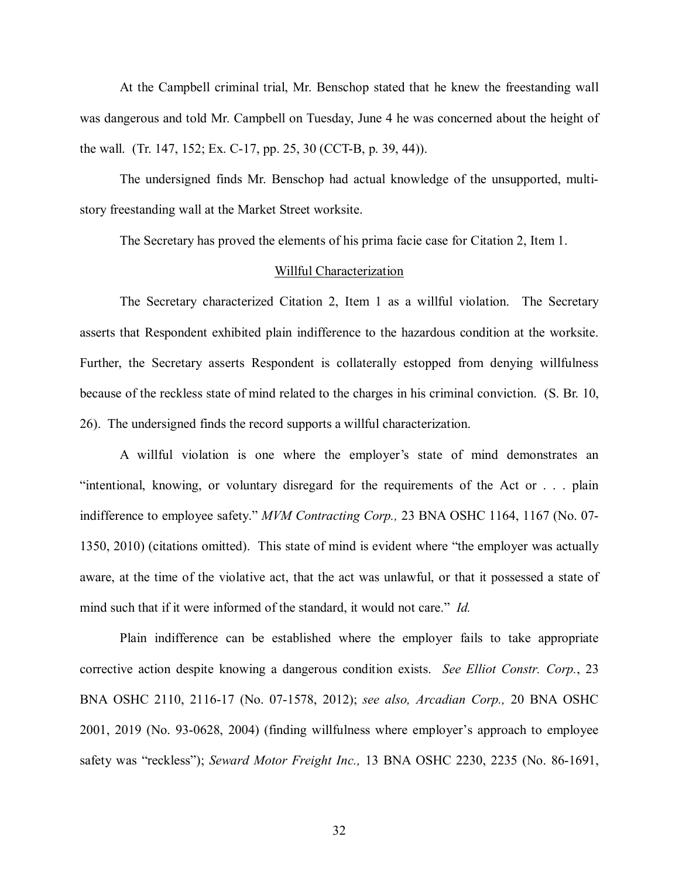At the Campbell criminal trial, Mr. Benschop stated that he knew the freestanding wall was dangerous and told Mr. Campbell on Tuesday, June 4 he was concerned about the height of the wall. (Tr. 147, 152; Ex. C-17, pp. 25, 30 (CCT-B, p. 39, 44)).

The undersigned finds Mr. Benschop had actual knowledge of the unsupported, multi-story freestanding wall at the Market Street worksite.

The Secretary has proved the elements of his prima facie case for Citation 2, Item 1.

Willful Characterization

The Secretary characterized Citation 2, Item 1 as a willful violation. The Secretary asserts that Respondent exhibited plain indifference to the hazardous condition at the worksite. Further, the Secretary asserts Respondent is collaterally estopped from denying willfulness because of the reckless state of mind related to the charges in his criminal conviction. (S. Br. 10, 26). The undersigned finds the record supports a willful characterization.

A willful violation is one where the employer's state of mind demonstrates an "intentional, knowing, or voluntary disregard for the requirements of the Act or . . . plain indifference to employee safety." *MVM Contracting Corp.,* 23 BNA OSHC 1164, 1167 (No. 07-1350, 2010) (citations omitted). This state of mind is evident where "the employer was actually aware, at the time of the violative act, that the act was unlawful, or that it possessed a state of mind such that if it were informed of the standard, it would not care." *Id.*

Plain indifference can be established where the employer fails to take appropriate corrective action despite knowing a dangerous condition exists. *See Elliot Constr. Corp.*, 23 BNA OSHC 2110, 2116-17 (No. 07-1578, 2012); *see also, Arcadian Corp.,* 20 BNA OSHC 2001, 2019 (No. 93-0628, 2004) (finding willfulness where employer's approach to employee safety was "reckless"); *Seward Motor Freight Inc.,* 13 BNA OSHC 2230, 2235 (No. 86-1691,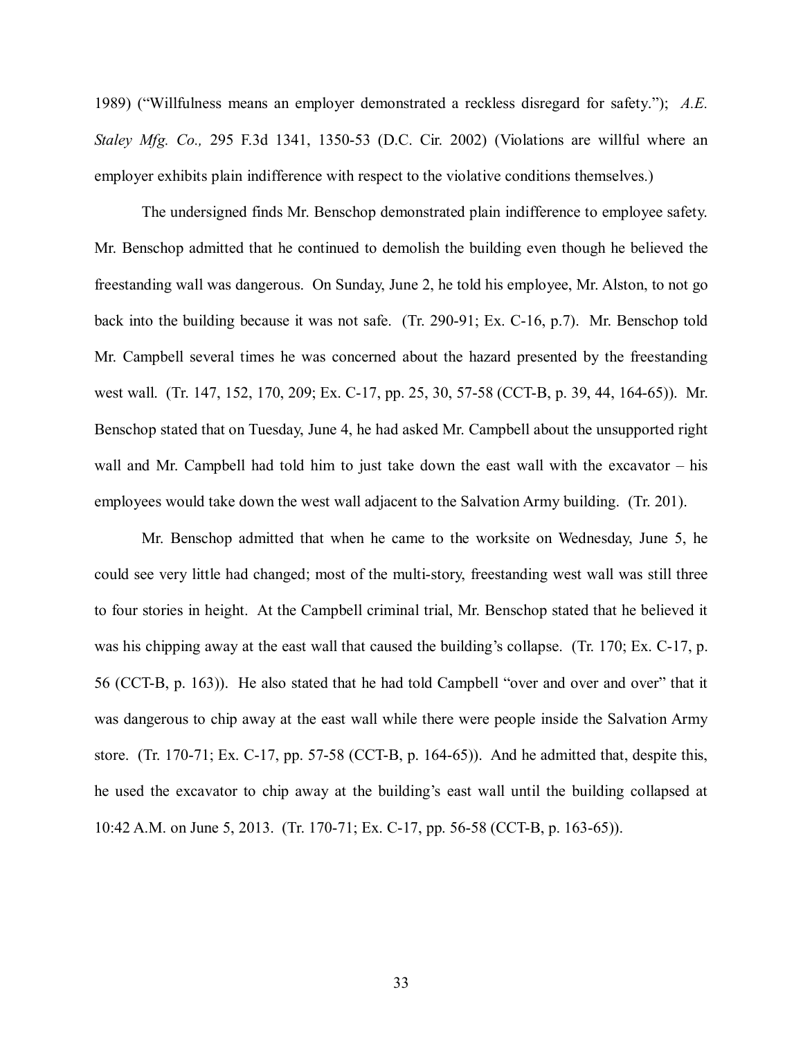1989) ("Willfulness means an employer demonstrated a reckless disregard for safety."); *A.E. Staley Mfg. Co.,* 295 F.3d 1341, 1350-53 (D.C. Cir. 2002) (Violations are willful where an employer exhibits plain indifference with respect to the violative conditions themselves.)

The undersigned finds Mr. Benschop demonstrated plain indifference to employee safety. Mr. Benschop admitted that he continued to demolish the building even though he believed the freestanding wall was dangerous. On Sunday, June 2, he told his employee, Mr. Alston, to not go back into the building because it was not safe. (Tr. 290-91; Ex. C-16, p.7). Mr. Benschop told Mr. Campbell several times he was concerned about the hazard presented by the freestanding west wall. (Tr. 147, 152, 170, 209; Ex. C-17, pp. 25, 30, 57-58 (CCT-B, p. 39, 44, 164-65)). Mr. Benschop stated that on Tuesday, June 4, he had asked Mr. Campbell about the unsupported right wall and Mr. Campbell had told him to just take down the east wall with the excavator – his employees would take down the west wall adjacent to the Salvation Army building. (Tr. 201).

Mr. Benschop admitted that when he came to the worksite on Wednesday, June 5, he could see very little had changed; most of the multi-story, freestanding west wall was still three to four stories in height. At the Campbell criminal trial, Mr. Benschop stated that he believed it was his chipping away at the east wall that caused the building's collapse. (Tr. 170; Ex. C-17, p. 56 (CCT-B, p. 163)). He also stated that he had told Campbell "over and over and over" that it was dangerous to chip away at the east wall while there were people inside the Salvation Army store. (Tr. 170-71; Ex. C-17, pp. 57-58 (CCT-B, p. 164-65)). And he admitted that, despite this, he used the excavator to chip away at the building's east wall until the building collapsed at 10:42 A.M. on June 5, 2013. (Tr. 170-71; Ex. C-17, pp. 56-58 (CCT-B, p. 163-65)).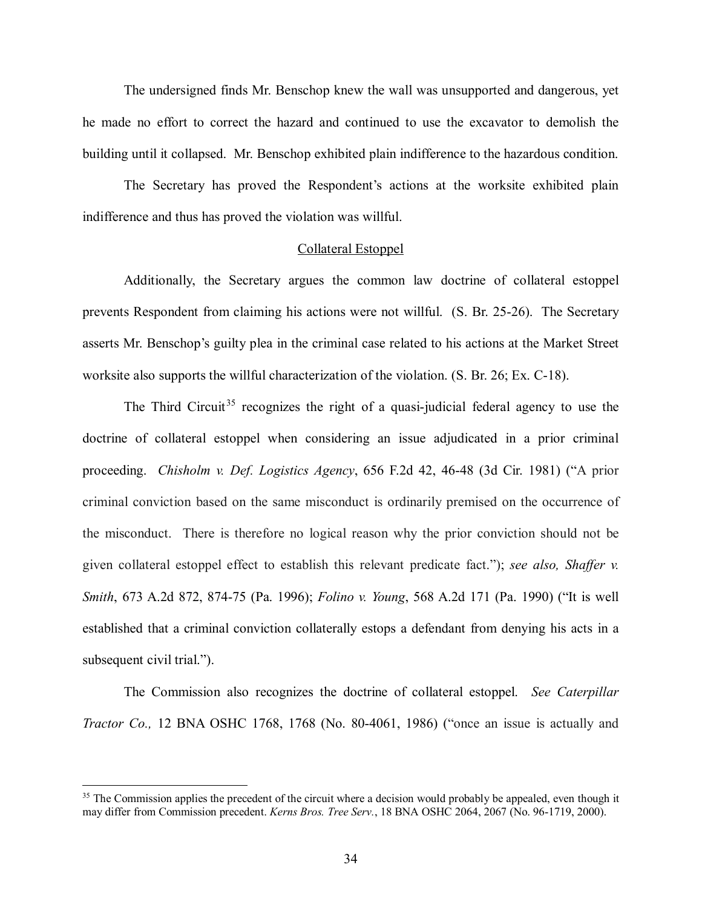The undersigned finds Mr. Benschop knew the wall was unsupported and dangerous, yet he made no effort to correct the hazard and continued to use the excavator to demolish the building until it collapsed. Mr. Benschop exhibited plain indifference to the hazardous condition.

The Secretary has proved the Respondent's actions at the worksite exhibited plain indifference and thus has proved the violation was willful.

<u>Collateral Estoppel</u>

Additionally, the Secretary argues the common law doctrine of collateral estoppel prevents Respondent from claiming his actions were not willful. (S. Br. 25-26). The Secretary asserts Mr. Benschop's guilty plea in the criminal case related to his actions at the Market Street worksite also supports the willful characterization of the violation. (S. Br. 26; Ex. C-18).

The Third Circuit[35] recognizes the right of a quasi-judicial federal agency to use the doctrine of collateral estoppel when considering an issue adjudicated in a prior criminal proceeding. *Chisholm v. Def. Logistics Agency*, 656 F.2d 42, 46-48 (3d Cir. 1981) ("A prior criminal conviction based on the same misconduct is ordinarily premised on the occurrence of the misconduct. There is therefore no logical reason why the prior conviction should not be given collateral estoppel effect to establish this relevant predicate fact."); *see also, Shaffer v. Smith*, 673 A.2d 872, 874-75 (Pa. 1996); *Folino v. Young*, 568 A.2d 171 (Pa. 1990) ("It is well established that a criminal conviction collaterally estops a defendant from denying his acts in a subsequent civil trial.").

The Commission also recognizes the doctrine of collateral estoppel. *See Caterpillar Tractor Co.,* 12 BNA OSHC 1768, 1768 (No. 80-4061, 1986) ("once an issue is actually and

---

[35] The Commission applies the precedent of the circuit where a decision would probably be appealed, even though it may differ from Commission precedent. *Kerns Bros. Tree Serv.*, 18 BNA OSHC 2064, 2067 (No. 96-1719, 2000).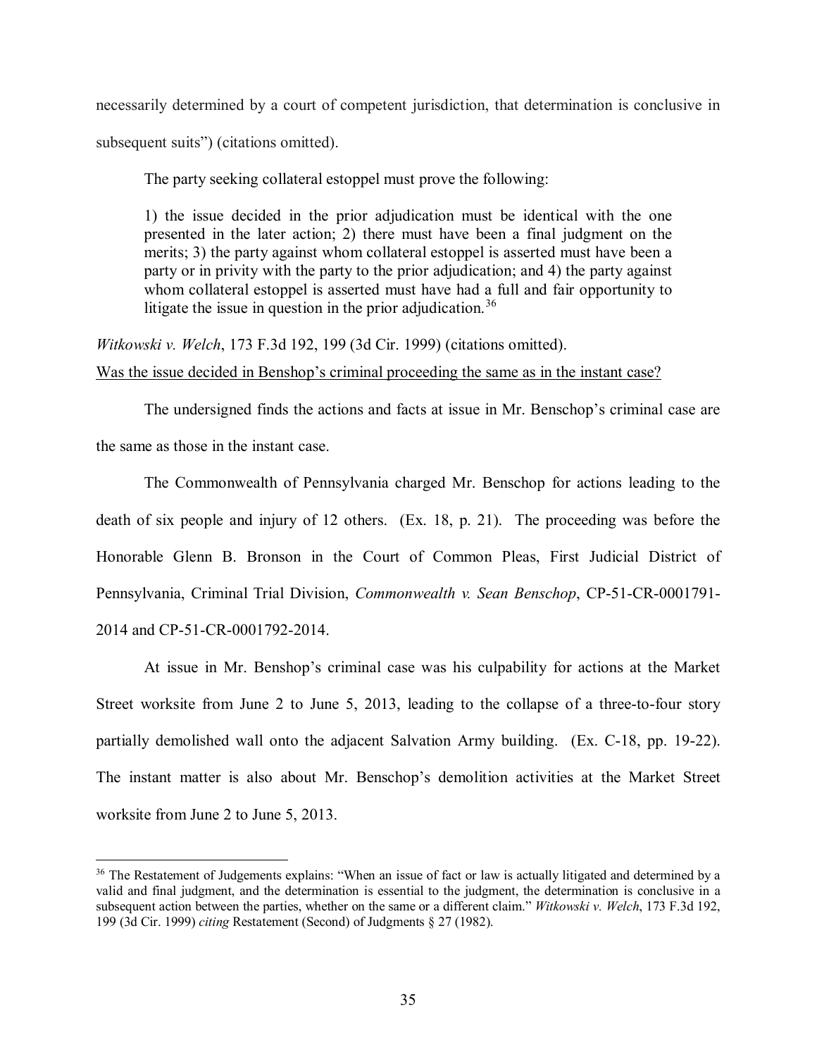necessarily determined by a court of competent jurisdiction, that determination is conclusive in subsequent suits") (citations omitted).

The party seeking collateral estoppel must prove the following:

> 1) the issue decided in the prior adjudication must be identical with the one presented in the later action; 2) there must have been a final judgment on the merits; 3) the party against whom collateral estoppel is asserted must have been a party or in privity with the party to the prior adjudication; and 4) the party against whom collateral estoppel is asserted must have had a full and fair opportunity to litigate the issue in question in the prior adjudication.[36]

*Witkowski v. Welch*, 173 F.3d 192, 199 (3d Cir. 1999) (citations omitted).

<u>Was the issue decided in Benshop's criminal proceeding the same as in the instant case?</u>

The undersigned finds the actions and facts at issue in Mr. Benschop's criminal case are the same as those in the instant case.

The Commonwealth of Pennsylvania charged Mr. Benschop for actions leading to the death of six people and injury of 12 others. (Ex. 18, p. 21). The proceeding was before the Honorable Glenn B. Bronson in the Court of Common Pleas, First Judicial District of Pennsylvania, Criminal Trial Division, *Commonwealth v. Sean Benschop*, CP-51-CR-0001791-2014 and CP-51-CR-0001792-2014.

At issue in Mr. Benshop's criminal case was his culpability for actions at the Market Street worksite from June 2 to June 5, 2013, leading to the collapse of a three-to-four story partially demolished wall onto the adjacent Salvation Army building. (Ex. C-18, pp. 19-22). The instant matter is also about Mr. Benschop's demolition activities at the Market Street worksite from June 2 to June 5, 2013.

---

[36] The Restatement of Judgements explains: "When an issue of fact or law is actually litigated and determined by a valid and final judgment, and the determination is essential to the judgment, the determination is conclusive in a subsequent action between the parties, whether on the same or a different claim." *Witkowski v. Welch*, 173 F.3d 192, 199 (3d Cir. 1999) *citing* Restatement (Second) of Judgments § 27 (1982).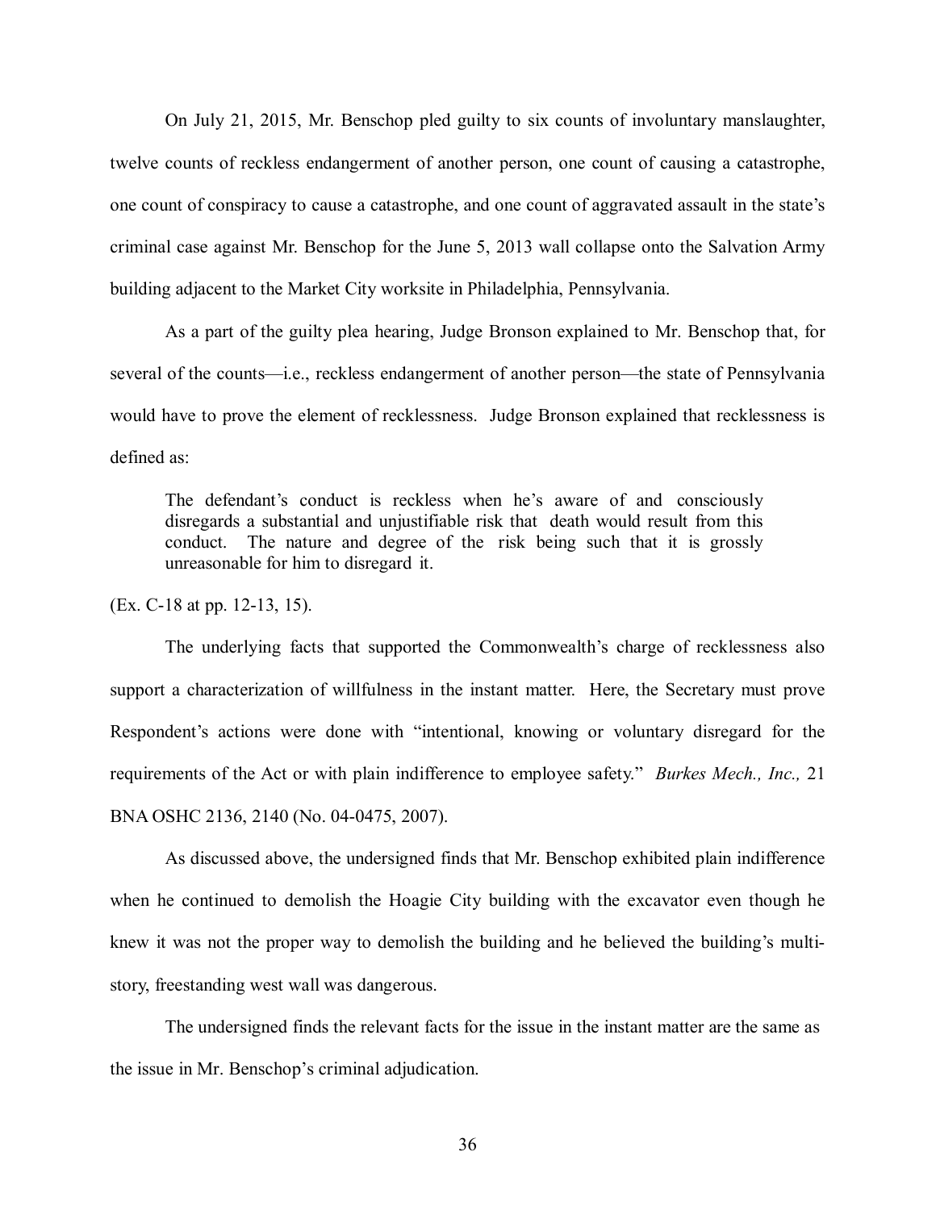On July 21, 2015, Mr. Benschop pled guilty to six counts of involuntary manslaughter, twelve counts of reckless endangerment of another person, one count of causing a catastrophe, one count of conspiracy to cause a catastrophe, and one count of aggravated assault in the state's criminal case against Mr. Benschop for the June 5, 2013 wall collapse onto the Salvation Army building adjacent to the Market City worksite in Philadelphia, Pennsylvania.

As a part of the guilty plea hearing, Judge Bronson explained to Mr. Benschop that, for several of the counts—i.e., reckless endangerment of another person—the state of Pennsylvania would have to prove the element of recklessness. Judge Bronson explained that recklessness is defined as:

> The defendant's conduct is reckless when he's aware of and consciously disregards a substantial and unjustifiable risk that death would result from this conduct. The nature and degree of the risk being such that it is grossly unreasonable for him to disregard it.

(Ex. C-18 at pp. 12-13, 15).

The underlying facts that supported the Commonwealth's charge of recklessness also support a characterization of willfulness in the instant matter. Here, the Secretary must prove Respondent's actions were done with "intentional, knowing or voluntary disregard for the requirements of the Act or with plain indifference to employee safety." *Burkes Mech., Inc.,* 21 BNA OSHC 2136, 2140 (No. 04-0475, 2007).

As discussed above, the undersigned finds that Mr. Benschop exhibited plain indifference when he continued to demolish the Hoagie City building with the excavator even though he knew it was not the proper way to demolish the building and he believed the building's multi-story, freestanding west wall was dangerous.

The undersigned finds the relevant facts for the issue in the instant matter are the same as the issue in Mr. Benschop's criminal adjudication.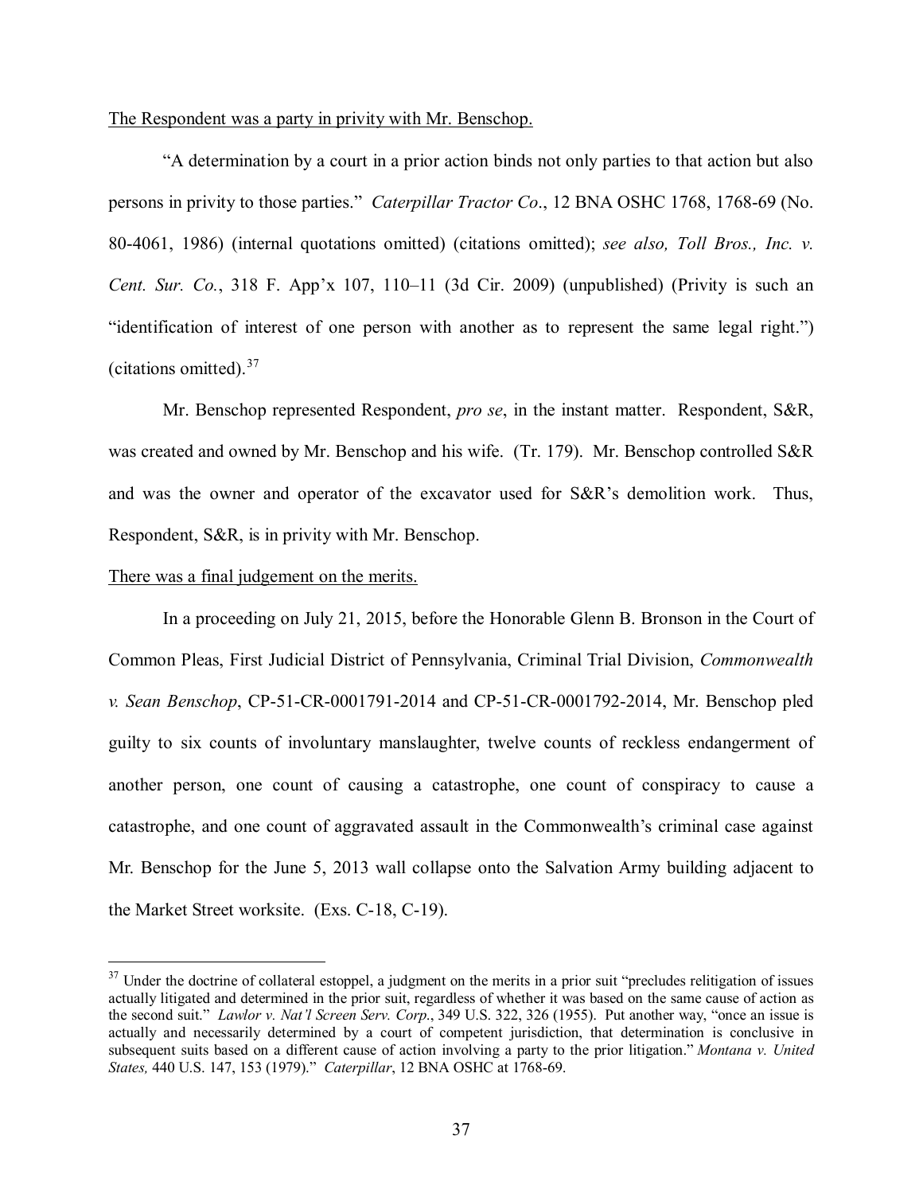The Respondent was a party in privity with Mr. Benschop.

"A determination by a court in a prior action binds not only parties to that action but also persons in privity to those parties." *Caterpillar Tractor Co*., 12 BNA OSHC 1768, 1768-69 (No. 80-4061, 1986) (internal quotations omitted) (citations omitted); *see also, Toll Bros., Inc. v. Cent. Sur. Co.*, 318 F. App'x 107, 110–11 (3d Cir. 2009) (unpublished) (Privity is such an "identification of interest of one person with another as to represent the same legal right.") (citations omitted).[37]

Mr. Benschop represented Respondent, *pro se*, in the instant matter. Respondent, S&R, was created and owned by Mr. Benschop and his wife. (Tr. 179). Mr. Benschop controlled S&R and was the owner and operator of the excavator used for S&R's demolition work. Thus, Respondent, S&R, is in privity with Mr. Benschop.

There was a final judgement on the merits.

In a proceeding on July 21, 2015, before the Honorable Glenn B. Bronson in the Court of Common Pleas, First Judicial District of Pennsylvania, Criminal Trial Division, *Commonwealth v. Sean Benschop*, CP-51-CR-0001791-2014 and CP-51-CR-0001792-2014, Mr. Benschop pled guilty to six counts of involuntary manslaughter, twelve counts of reckless endangerment of another person, one count of causing a catastrophe, one count of conspiracy to cause a catastrophe, and one count of aggravated assault in the Commonwealth's criminal case against Mr. Benschop for the June 5, 2013 wall collapse onto the Salvation Army building adjacent to the Market Street worksite. (Exs. C-18, C-19).

---

[37] Under the doctrine of collateral estoppel, a judgment on the merits in a prior suit "precludes relitigation of issues actually litigated and determined in the prior suit, regardless of whether it was based on the same cause of action as the second suit." *Lawlor v. Nat'l Screen Serv. Corp*., 349 U.S. 322, 326 (1955). Put another way, "once an issue is actually and necessarily determined by a court of competent jurisdiction, that determination is conclusive in subsequent suits based on a different cause of action involving a party to the prior litigation." *Montana v. United States,* 440 U.S. 147, 153 (1979)." *Caterpillar*, 12 BNA OSHC at 1768-69.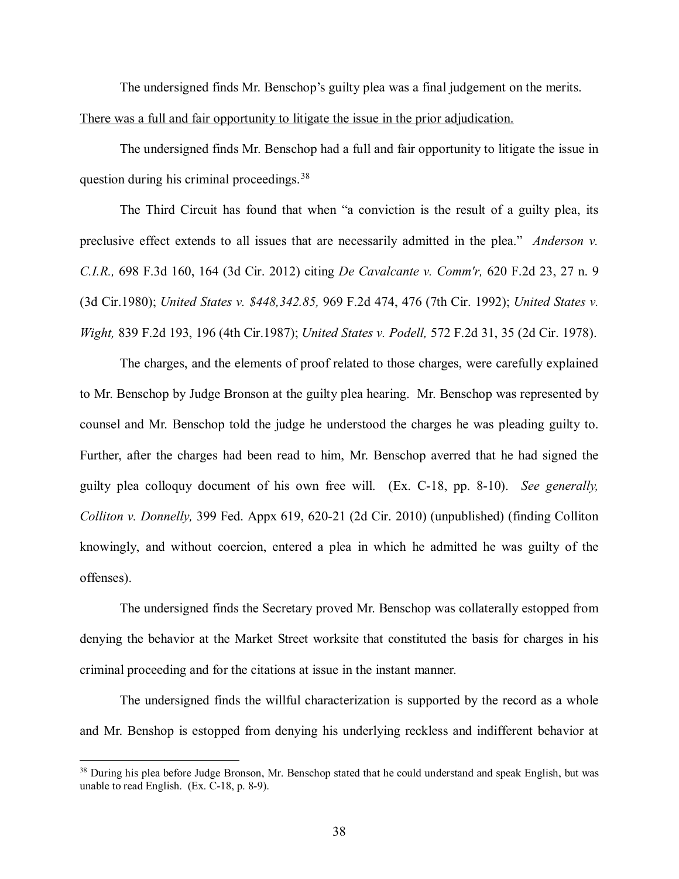The undersigned finds Mr. Benschop's guilty plea was a final judgement on the merits.

<u>There was a full and fair opportunity to litigate the issue in the prior adjudication.</u>

The undersigned finds Mr. Benschop had a full and fair opportunity to litigate the issue in question during his criminal proceedings.[38]

The Third Circuit has found that when "a conviction is the result of a guilty plea, its preclusive effect extends to all issues that are necessarily admitted in the plea." *Anderson v. C.I.R.,* 698 F.3d 160, 164 (3d Cir. 2012) citing *De Cavalcante v. Comm'r,* 620 F.2d 23, 27 n. 9 (3d Cir.1980); *United States v. $448,342.85,* 969 F.2d 474, 476 (7th Cir. 1992); *United States v. Wight,* 839 F.2d 193, 196 (4th Cir.1987); *United States v. Podell,* 572 F.2d 31, 35 (2d Cir. 1978).

The charges, and the elements of proof related to those charges, were carefully explained to Mr. Benschop by Judge Bronson at the guilty plea hearing. Mr. Benschop was represented by counsel and Mr. Benschop told the judge he understood the charges he was pleading guilty to. Further, after the charges had been read to him, Mr. Benschop averred that he had signed the guilty plea colloquy document of his own free will. (Ex. C-18, pp. 8-10). *See generally, Colliton v. Donnelly,* 399 Fed. Appx 619, 620-21 (2d Cir. 2010) (unpublished) (finding Colliton knowingly, and without coercion, entered a plea in which he admitted he was guilty of the offenses).

The undersigned finds the Secretary proved Mr. Benschop was collaterally estopped from denying the behavior at the Market Street worksite that constituted the basis for charges in his criminal proceeding and for the citations at issue in the instant manner.

The undersigned finds the willful characterization is supported by the record as a whole and Mr. Benshop is estopped from denying his underlying reckless and indifferent behavior at

---

[38] During his plea before Judge Bronson, Mr. Benschop stated that he could understand and speak English, but was unable to read English. (Ex. C-18, p. 8-9).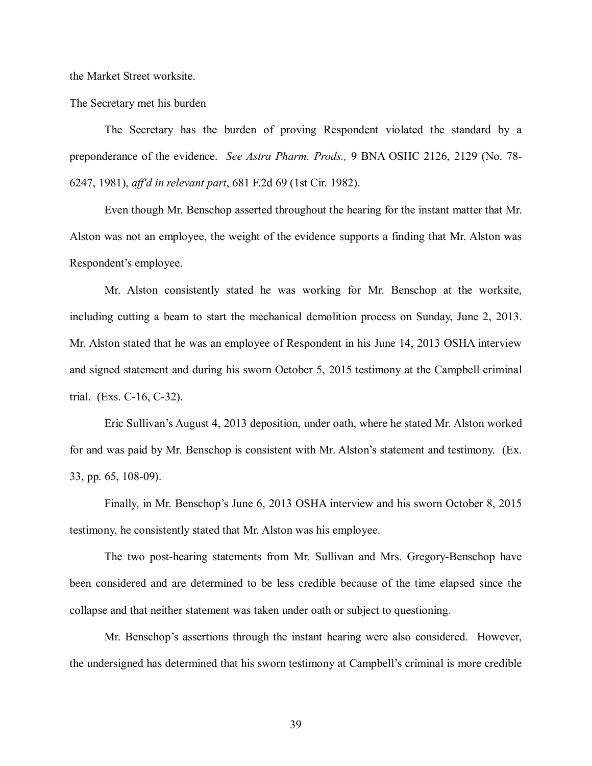the Market Street worksite.

The Secretary met his burden

The Secretary has the burden of proving Respondent violated the standard by a preponderance of the evidence. *See Astra Pharm. Prods.,* 9 BNA OSHC 2126, 2129 (No. 78-6247, 1981), *aff'd in relevant part*, 681 F.2d 69 (1st Cir. 1982).

Even though Mr. Benschop asserted throughout the hearing for the instant matter that Mr. Alston was not an employee, the weight of the evidence supports a finding that Mr. Alston was Respondent's employee.

Mr. Alston consistently stated he was working for Mr. Benschop at the worksite, including cutting a beam to start the mechanical demolition process on Sunday, June 2, 2013. Mr. Alston stated that he was an employee of Respondent in his June 14, 2013 OSHA interview and signed statement and during his sworn October 5, 2015 testimony at the Campbell criminal trial. (Exs. C-16, C-32).

Eric Sullivan's August 4, 2013 deposition, under oath, where he stated Mr. Alston worked for and was paid by Mr. Benschop is consistent with Mr. Alston's statement and testimony. (Ex. 33, pp. 65, 108-09).

Finally, in Mr. Benschop's June 6, 2013 OSHA interview and his sworn October 8, 2015 testimony, he consistently stated that Mr. Alston was his employee.

The two post-hearing statements from Mr. Sullivan and Mrs. Gregory-Benschop have been considered and are determined to be less credible because of the time elapsed since the collapse and that neither statement was taken under oath or subject to questioning.

Mr. Benschop's assertions through the instant hearing were also considered. However, the undersigned has determined that his sworn testimony at Campbell's criminal is more credible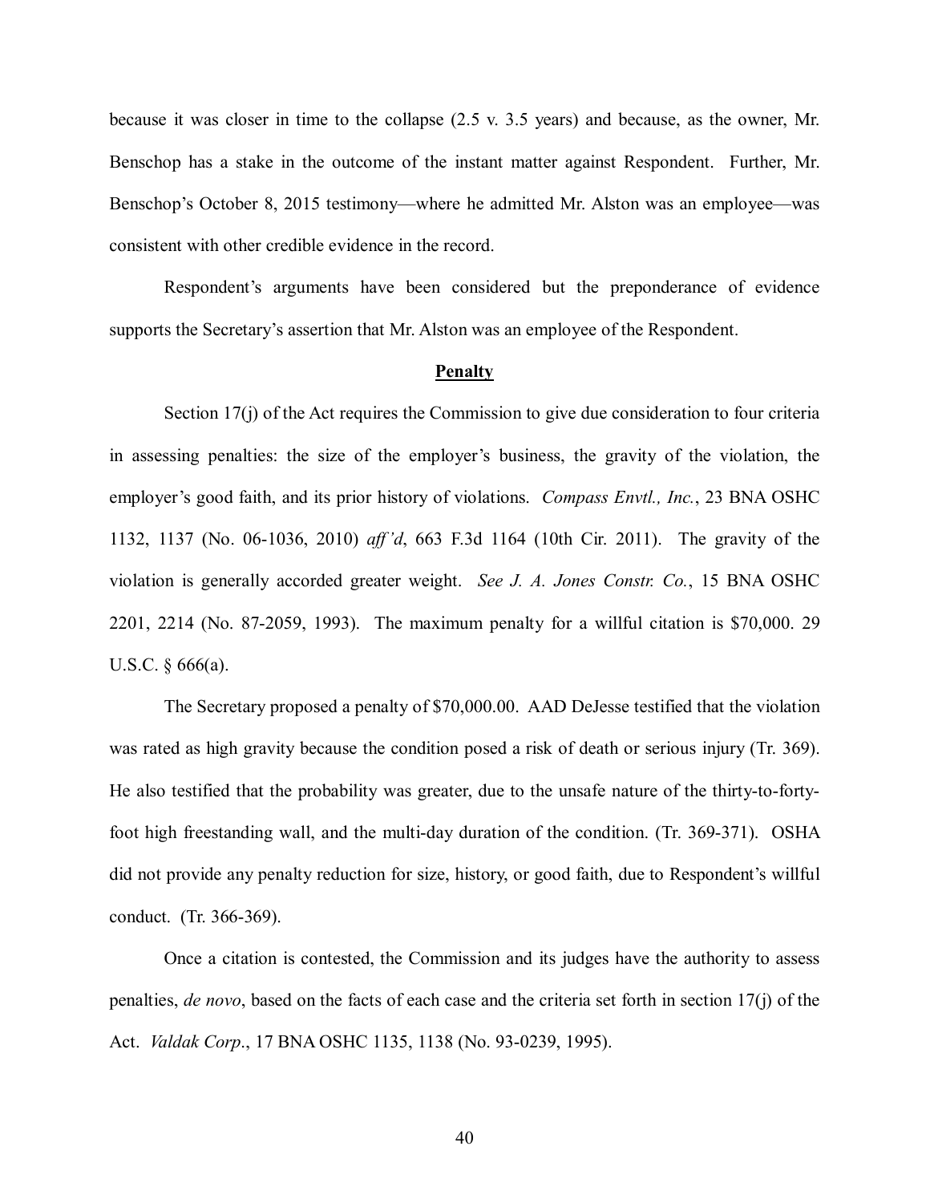because it was closer in time to the collapse (2.5 v. 3.5 years) and because, as the owner, Mr. Benschop has a stake in the outcome of the instant matter against Respondent. Further, Mr. Benschop's October 8, 2015 testimony—where he admitted Mr. Alston was an employee—was consistent with other credible evidence in the record.

Respondent's arguments have been considered but the preponderance of evidence supports the Secretary's assertion that Mr. Alston was an employee of the Respondent.

## **Penalty**

Section 17(j) of the Act requires the Commission to give due consideration to four criteria in assessing penalties: the size of the employer's business, the gravity of the violation, the employer's good faith, and its prior history of violations. *Compass Envtl., Inc.*, 23 BNA OSHC 1132, 1137 (No. 06-1036, 2010) *aff'd*, 663 F.3d 1164 (10th Cir. 2011). The gravity of the violation is generally accorded greater weight. *See J. A. Jones Constr. Co.*, 15 BNA OSHC 2201, 2214 (No. 87-2059, 1993). The maximum penalty for a willful citation is $70,000. 29 U.S.C. § 666(a).

The Secretary proposed a penalty of $70,000.00. AAD DeJesse testified that the violation was rated as high gravity because the condition posed a risk of death or serious injury (Tr. 369). He also testified that the probability was greater, due to the unsafe nature of the thirty-to-forty-foot high freestanding wall, and the multi-day duration of the condition. (Tr. 369-371). OSHA did not provide any penalty reduction for size, history, or good faith, due to Respondent's willful conduct. (Tr. 366-369).

Once a citation is contested, the Commission and its judges have the authority to assess penalties, *de novo*, based on the facts of each case and the criteria set forth in section 17(j) of the Act. *Valdak Corp*., 17 BNA OSHC 1135, 1138 (No. 93-0239, 1995).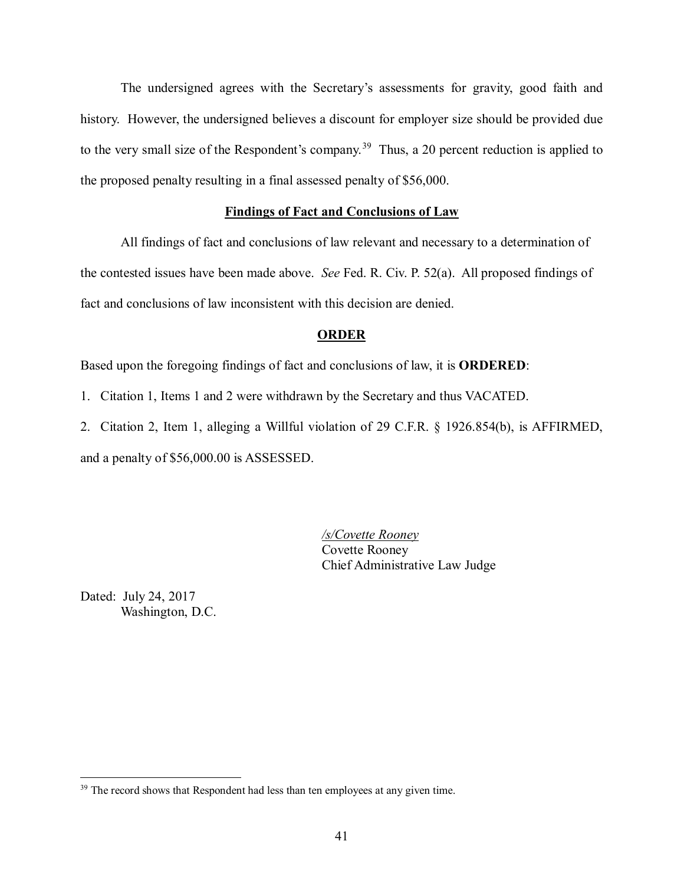The undersigned agrees with the Secretary's assessments for gravity, good faith and history. However, the undersigned believes a discount for employer size should be provided due to the very small size of the Respondent's company.[39] Thus, a 20 percent reduction is applied to the proposed penalty resulting in a final assessed penalty of $56,000.

## Findings of Fact and Conclusions of Law

All findings of fact and conclusions of law relevant and necessary to a determination of the contested issues have been made above. *See* Fed. R. Civ. P. 52(a). All proposed findings of fact and conclusions of law inconsistent with this decision are denied.

## ORDER

Based upon the foregoing findings of fact and conclusions of law, it is **ORDERED**:

1. Citation 1, Items 1 and 2 were withdrawn by the Secretary and thus VACATED.
2. Citation 2, Item 1, alleging a Willful violation of 29 C.F.R. § 1926.854(b), is AFFIRMED, and a penalty of $56,000.00 is ASSESSED.

/s/Covette Rooney
Covette Rooney
Chief Administrative Law Judge

Dated: July 24, 2017
Washington, D.C.

[39] The record shows that Respondent had less than ten employees at any given time.